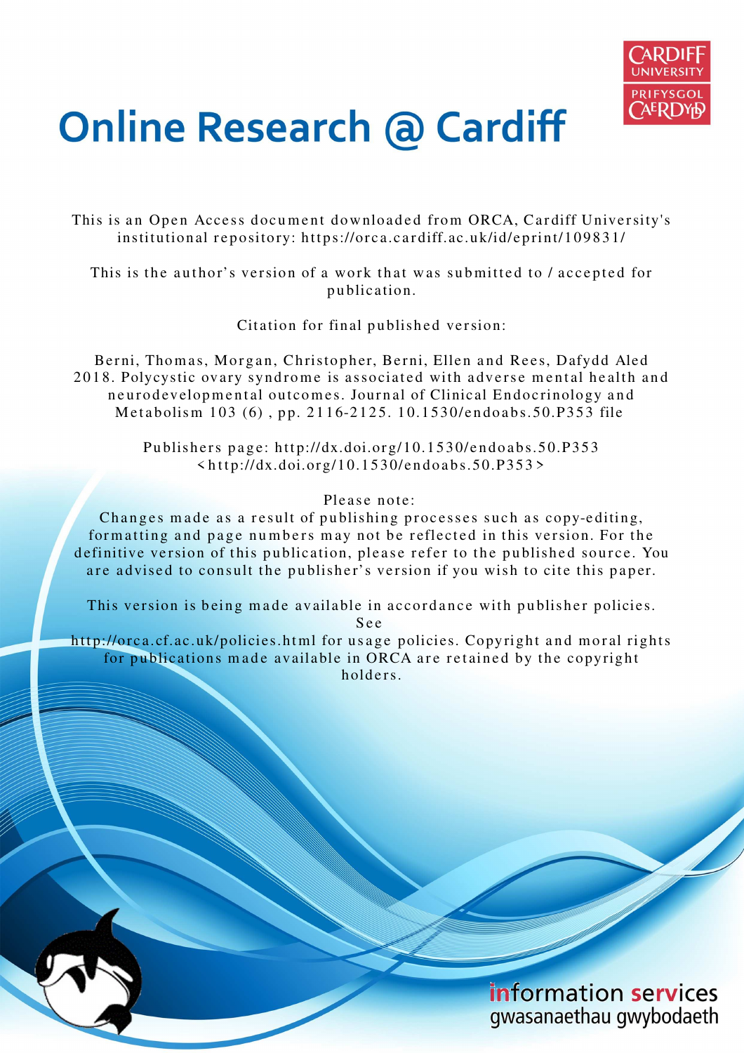# Online Research @ Cardiff

This is an Open Access document downloaded from ORCA, Cardiff University's institutional repository: https://orca.cardiff.ac.uk/id/eprint/109831/

This is the author's version of a work that was submitted to / accepted for publication.

Citation for final published version:

Berni, Thomas, Morgan, Christopher, Berni, Ellen and Rees, Dafydd Aled 2018. Polycystic ovary syndrome is associated with adverse mental health and neurodevelopmental outcomes. Journal of Clinical Endocrinology and Metabolism 103 (6) , pp. 2116-2125. 10.1530/endoabs.50.P353 file

Publishers page: http://dx.doi.org/10.1530/endoabs.50.P353 <http://dx.doi.org/10.1530/endoabs.50.P353>

Please note:
Changes made as a result of publishing processes such as copy-editing, formatting and page numbers may not be reflected in this version. For the definitive version of this publication, please refer to the published source. You are advised to consult the publisher's version if you wish to cite this paper.

This version is being made available in accordance with publisher policies. See http://orca.cf.ac.uk/policies.html for usage policies. Copyright and moral rights for publications made available in ORCA are retained by the copyright holders.

information services
gwasanaethau gwybodaeth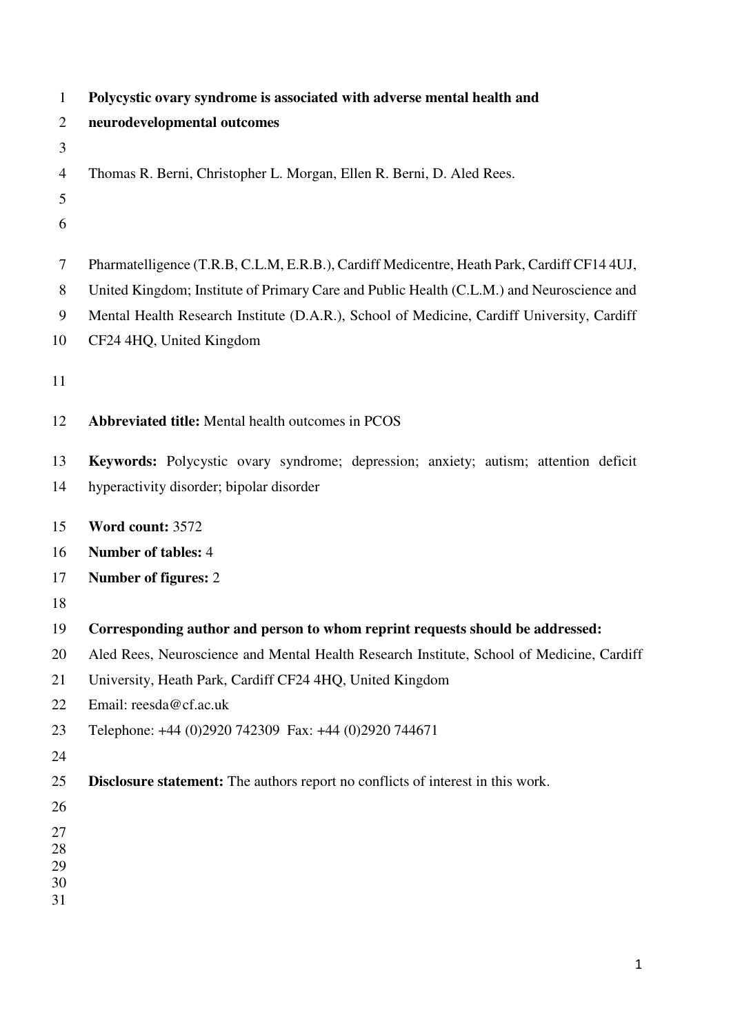# Polycystic ovary syndrome is associated with adverse mental health and neurodevelopmental outcomes

Thomas R. Berni, Christopher L. Morgan, Ellen R. Berni, D. Aled Rees.

Pharmatelligence (T.R.B, C.L.M, E.R.B.), Cardiff Medicentre, Heath Park, Cardiff CF14 4UJ, United Kingdom; Institute of Primary Care and Public Health (C.L.M.) and Neuroscience and Mental Health Research Institute (D.A.R.), School of Medicine, Cardiff University, Cardiff CF24 4HQ, United Kingdom

**Abbreviated title:** Mental health outcomes in PCOS

**Keywords:** Polycystic ovary syndrome; depression; anxiety; autism; attention deficit hyperactivity disorder; bipolar disorder

**Word count:** 3572

**Number of tables:** 4

**Number of figures:** 2

**Corresponding author and person to whom reprint requests should be addressed:**

Aled Rees, Neuroscience and Mental Health Research Institute, School of Medicine, Cardiff University, Heath Park, Cardiff CF24 4HQ, United Kingdom

Email: reesda@cf.ac.uk

Telephone: +44 (0)2920 742309 Fax: +44 (0)2920 744671

**Disclosure statement:** The authors report no conflicts of interest in this work.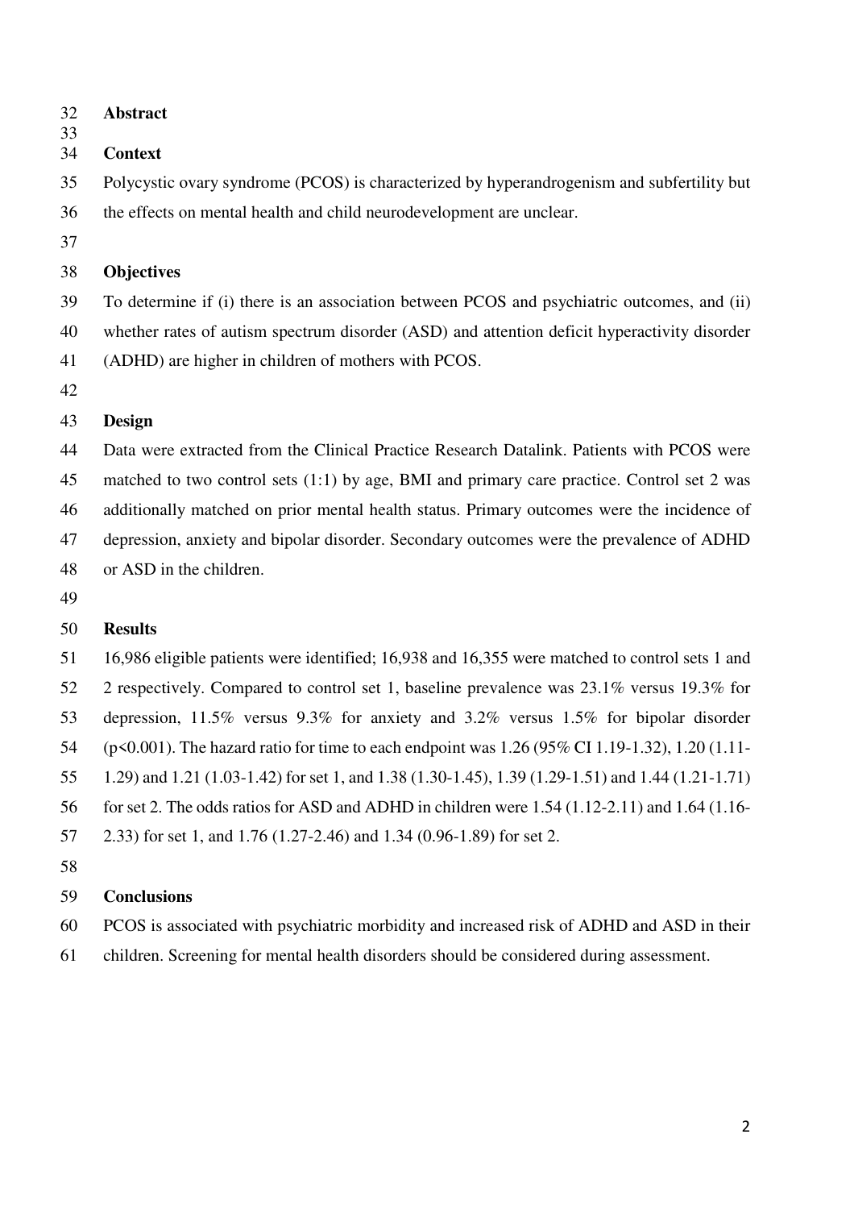## Abstract

### Context

Polycystic ovary syndrome (PCOS) is characterized by hyperandrogenism and subfertility but the effects on mental health and child neurodevelopment are unclear.

### Objectives

To determine if (i) there is an association between PCOS and psychiatric outcomes, and (ii) whether rates of autism spectrum disorder (ASD) and attention deficit hyperactivity disorder (ADHD) are higher in children of mothers with PCOS.

### Design

Data were extracted from the Clinical Practice Research Datalink. Patients with PCOS were matched to two control sets (1:1) by age, BMI and primary care practice. Control set 2 was additionally matched on prior mental health status. Primary outcomes were the incidence of depression, anxiety and bipolar disorder. Secondary outcomes were the prevalence of ADHD or ASD in the children.

### Results

16,986 eligible patients were identified; 16,938 and 16,355 were matched to control sets 1 and 2 respectively. Compared to control set 1, baseline prevalence was 23.1% versus 19.3% for depression, 11.5% versus 9.3% for anxiety and 3.2% versus 1.5% for bipolar disorder ($p<0.001$). The hazard ratio for time to each endpoint was 1.26 (95% CI 1.19-1.32), 1.20 (1.11-1.29) and 1.21 (1.03-1.42) for set 1, and 1.38 (1.30-1.45), 1.39 (1.29-1.51) and 1.44 (1.21-1.71) for set 2. The odds ratios for ASD and ADHD in children were 1.54 (1.12-2.11) and 1.64 (1.16-2.33) for set 1, and 1.76 (1.27-2.46) and 1.34 (0.96-1.89) for set 2.

### Conclusions

PCOS is associated with psychiatric morbidity and increased risk of ADHD and ASD in their children. Screening for mental health disorders should be considered during assessment.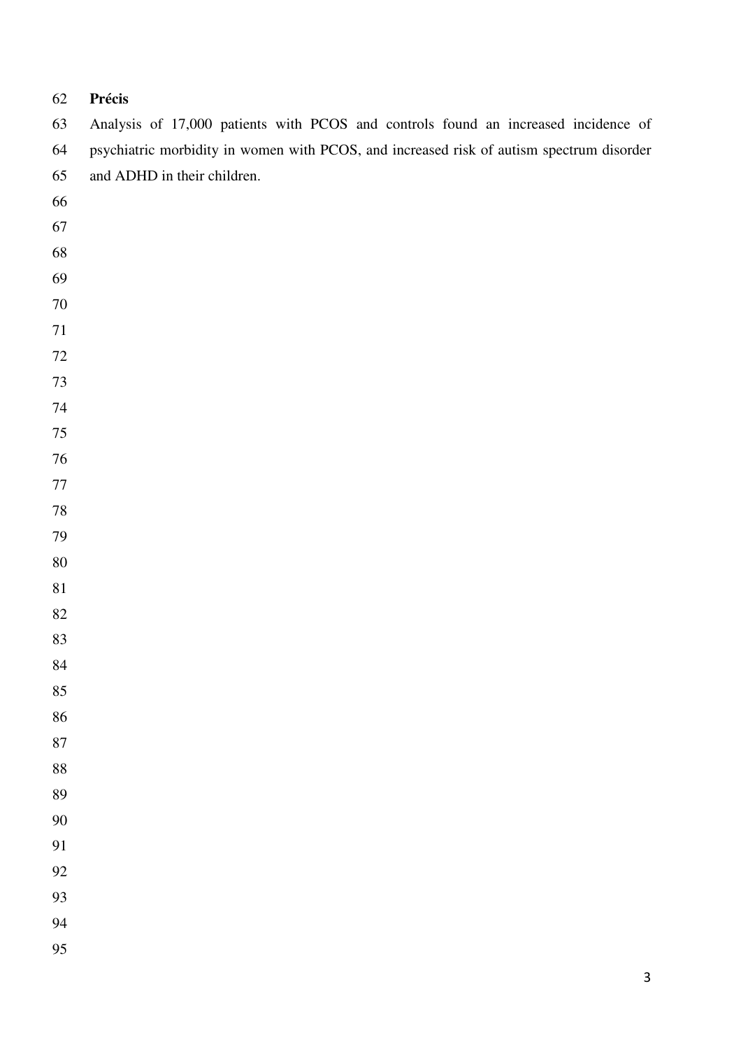**Précis**

Analysis of 17,000 patients with PCOS and controls found an increased incidence of psychiatric morbidity in women with PCOS, and increased risk of autism spectrum disorder and ADHD in their children.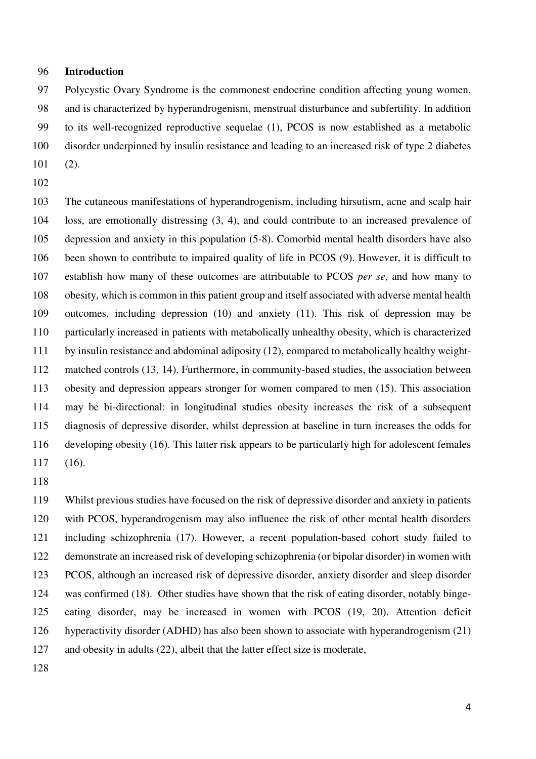## Introduction

Polycystic Ovary Syndrome is the commonest endocrine condition affecting young women, and is characterized by hyperandrogenism, menstrual disturbance and subfertility. In addition to its well-recognized reproductive sequelae (1), PCOS is now established as a metabolic disorder underpinned by insulin resistance and leading to an increased risk of type 2 diabetes (2).

The cutaneous manifestations of hyperandrogenism, including hirsutism, acne and scalp hair loss, are emotionally distressing (3, 4), and could contribute to an increased prevalence of depression and anxiety in this population (5-8). Comorbid mental health disorders have also been shown to contribute to impaired quality of life in PCOS (9). However, it is difficult to establish how many of these outcomes are attributable to PCOS *per se*, and how many to obesity, which is common in this patient group and itself associated with adverse mental health outcomes, including depression (10) and anxiety (11). This risk of depression may be particularly increased in patients with metabolically unhealthy obesity, which is characterized by insulin resistance and abdominal adiposity (12), compared to metabolically healthy weight-matched controls (13, 14). Furthermore, in community-based studies, the association between obesity and depression appears stronger for women compared to men (15). This association may be bi-directional: in longitudinal studies obesity increases the risk of a subsequent diagnosis of depressive disorder, whilst depression at baseline in turn increases the odds for developing obesity (16). This latter risk appears to be particularly high for adolescent females (16).

Whilst previous studies have focused on the risk of depressive disorder and anxiety in patients with PCOS, hyperandrogenism may also influence the risk of other mental health disorders including schizophrenia (17). However, a recent population-based cohort study failed to demonstrate an increased risk of developing schizophrenia (or bipolar disorder) in women with PCOS, although an increased risk of depressive disorder, anxiety disorder and sleep disorder was confirmed (18). Other studies have shown that the risk of eating disorder, notably binge-eating disorder, may be increased in women with PCOS (19, 20). Attention deficit hyperactivity disorder (ADHD) has also been shown to associate with hyperandrogenism (21) and obesity in adults (22), albeit that the latter effect size is moderate,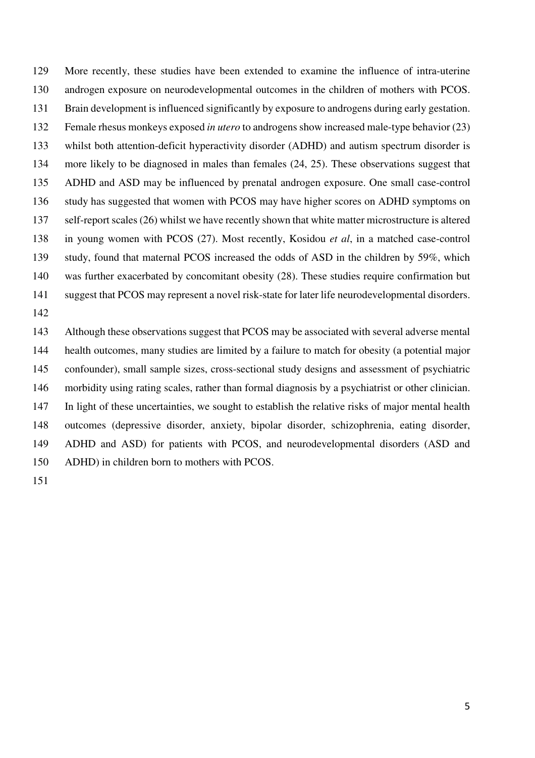More recently, these studies have been extended to examine the influence of intra-uterine androgen exposure on neurodevelopmental outcomes in the children of mothers with PCOS. Brain development is influenced significantly by exposure to androgens during early gestation. Female rhesus monkeys exposed *in utero* to androgens show increased male-type behavior (23) whilst both attention-deficit hyperactivity disorder (ADHD) and autism spectrum disorder is more likely to be diagnosed in males than females (24, 25). These observations suggest that ADHD and ASD may be influenced by prenatal androgen exposure. One small case-control study has suggested that women with PCOS may have higher scores on ADHD symptoms on self-report scales (26) whilst we have recently shown that white matter microstructure is altered in young women with PCOS (27). Most recently, Kosidou *et al*, in a matched case-control study, found that maternal PCOS increased the odds of ASD in the children by 59%, which was further exacerbated by concomitant obesity (28). These studies require confirmation but suggest that PCOS may represent a novel risk-state for later life neurodevelopmental disorders.

Although these observations suggest that PCOS may be associated with several adverse mental health outcomes, many studies are limited by a failure to match for obesity (a potential major confounder), small sample sizes, cross-sectional study designs and assessment of psychiatric morbidity using rating scales, rather than formal diagnosis by a psychiatrist or other clinician. In light of these uncertainties, we sought to establish the relative risks of major mental health outcomes (depressive disorder, anxiety, bipolar disorder, schizophrenia, eating disorder, ADHD and ASD) for patients with PCOS, and neurodevelopmental disorders (ASD and ADHD) in children born to mothers with PCOS.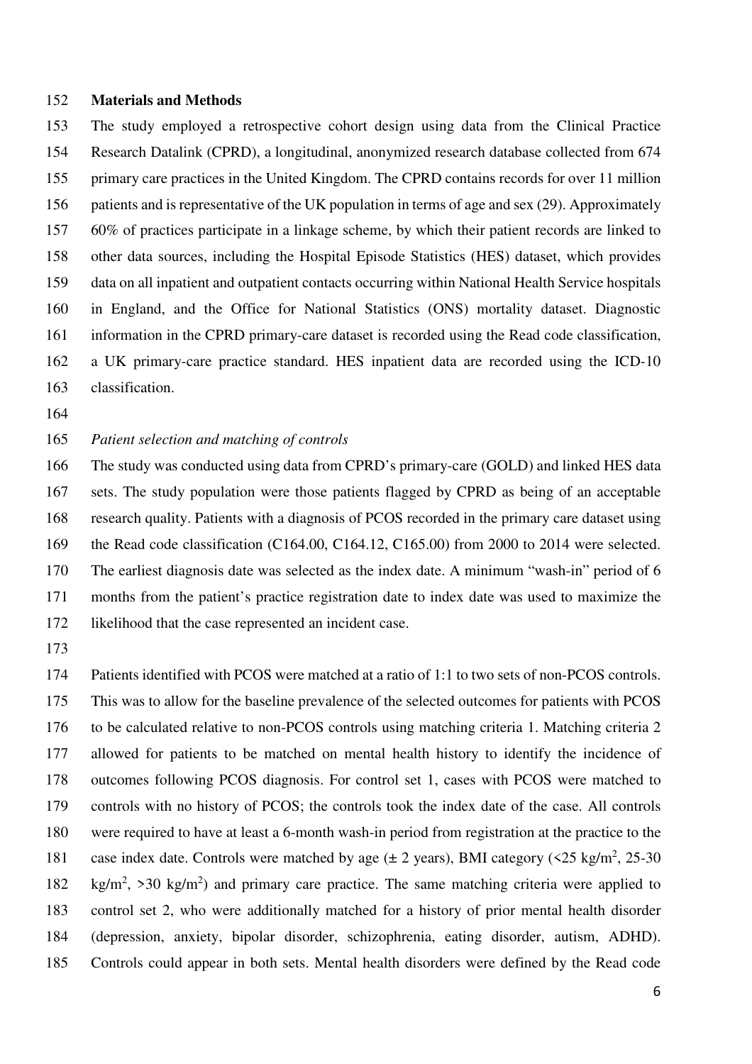## Materials and Methods

The study employed a retrospective cohort design using data from the Clinical Practice Research Datalink (CPRD), a longitudinal, anonymized research database collected from 674 primary care practices in the United Kingdom. The CPRD contains records for over 11 million patients and is representative of the UK population in terms of age and sex (29). Approximately 60% of practices participate in a linkage scheme, by which their patient records are linked to other data sources, including the Hospital Episode Statistics (HES) dataset, which provides data on all inpatient and outpatient contacts occurring within National Health Service hospitals in England, and the Office for National Statistics (ONS) mortality dataset. Diagnostic information in the CPRD primary-care dataset is recorded using the Read code classification, a UK primary-care practice standard. HES inpatient data are recorded using the ICD-10 classification.

### *Patient selection and matching of controls*

The study was conducted using data from CPRD's primary-care (GOLD) and linked HES data sets. The study population were those patients flagged by CPRD as being of an acceptable research quality. Patients with a diagnosis of PCOS recorded in the primary care dataset using the Read code classification (C164.00, C164.12, C165.00) from 2000 to 2014 were selected. The earliest diagnosis date was selected as the index date. A minimum "wash-in" period of 6 months from the patient's practice registration date to index date was used to maximize the likelihood that the case represented an incident case.

Patients identified with PCOS were matched at a ratio of 1:1 to two sets of non-PCOS controls. This was to allow for the baseline prevalence of the selected outcomes for patients with PCOS to be calculated relative to non-PCOS controls using matching criteria 1. Matching criteria 2 allowed for patients to be matched on mental health history to identify the incidence of outcomes following PCOS diagnosis. For control set 1, cases with PCOS were matched to controls with no history of PCOS; the controls took the index date of the case. All controls were required to have at least a 6-month wash-in period from registration at the practice to the case index date. Controls were matched by age (± 2 years), BMI category (<25 kg/m$^2$, 25-30 kg/m$^2$, >30 kg/m$^2$) and primary care practice. The same matching criteria were applied to control set 2, who were additionally matched for a history of prior mental health disorder (depression, anxiety, bipolar disorder, schizophrenia, eating disorder, autism, ADHD). Controls could appear in both sets. Mental health disorders were defined by the Read code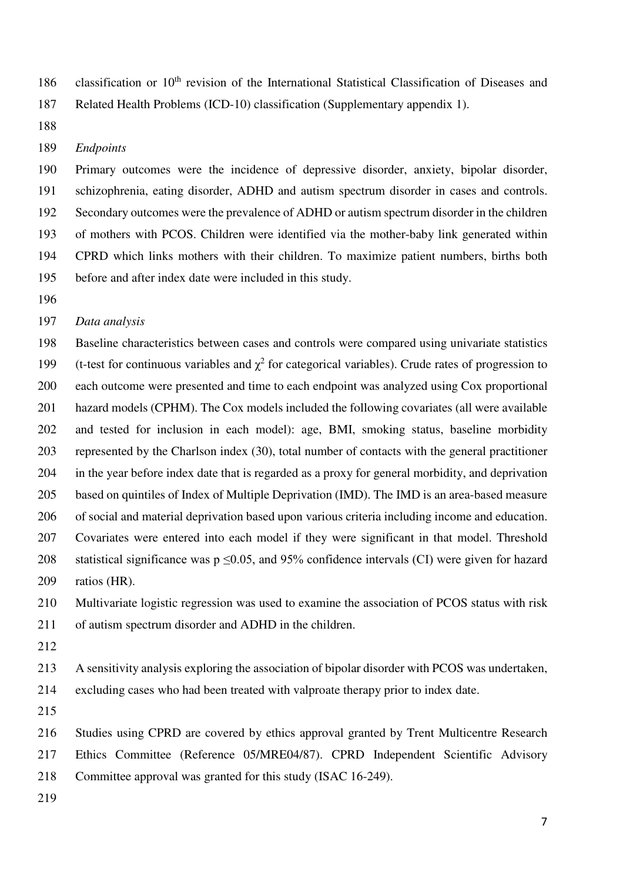classification or 10th revision of the International Statistical Classification of Diseases and Related Health Problems (ICD-10) classification (Supplementary appendix 1).

*Endpoints*

Primary outcomes were the incidence of depressive disorder, anxiety, bipolar disorder, schizophrenia, eating disorder, ADHD and autism spectrum disorder in cases and controls. Secondary outcomes were the prevalence of ADHD or autism spectrum disorder in the children of mothers with PCOS. Children were identified via the mother-baby link generated within CPRD which links mothers with their children. To maximize patient numbers, births both before and after index date were included in this study.

*Data analysis*

Baseline characteristics between cases and controls were compared using univariate statistics (t-test for continuous variables and $\chi^2$ for categorical variables). Crude rates of progression to each outcome were presented and time to each endpoint was analyzed using Cox proportional hazard models (CPHM). The Cox models included the following covariates (all were available and tested for inclusion in each model): age, BMI, smoking status, baseline morbidity represented by the Charlson index (30), total number of contacts with the general practitioner in the year before index date that is regarded as a proxy for general morbidity, and deprivation based on quintiles of Index of Multiple Deprivation (IMD). The IMD is an area-based measure of social and material deprivation based upon various criteria including income and education. Covariates were entered into each model if they were significant in that model. Threshold statistical significance was $p \leq 0.05$, and 95% confidence intervals (CI) were given for hazard ratios (HR).

Multivariate logistic regression was used to examine the association of PCOS status with risk of autism spectrum disorder and ADHD in the children.

A sensitivity analysis exploring the association of bipolar disorder with PCOS was undertaken, excluding cases who had been treated with valproate therapy prior to index date.

Studies using CPRD are covered by ethics approval granted by Trent Multicentre Research Ethics Committee (Reference 05/MRE04/87). CPRD Independent Scientific Advisory Committee approval was granted for this study (ISAC 16-249).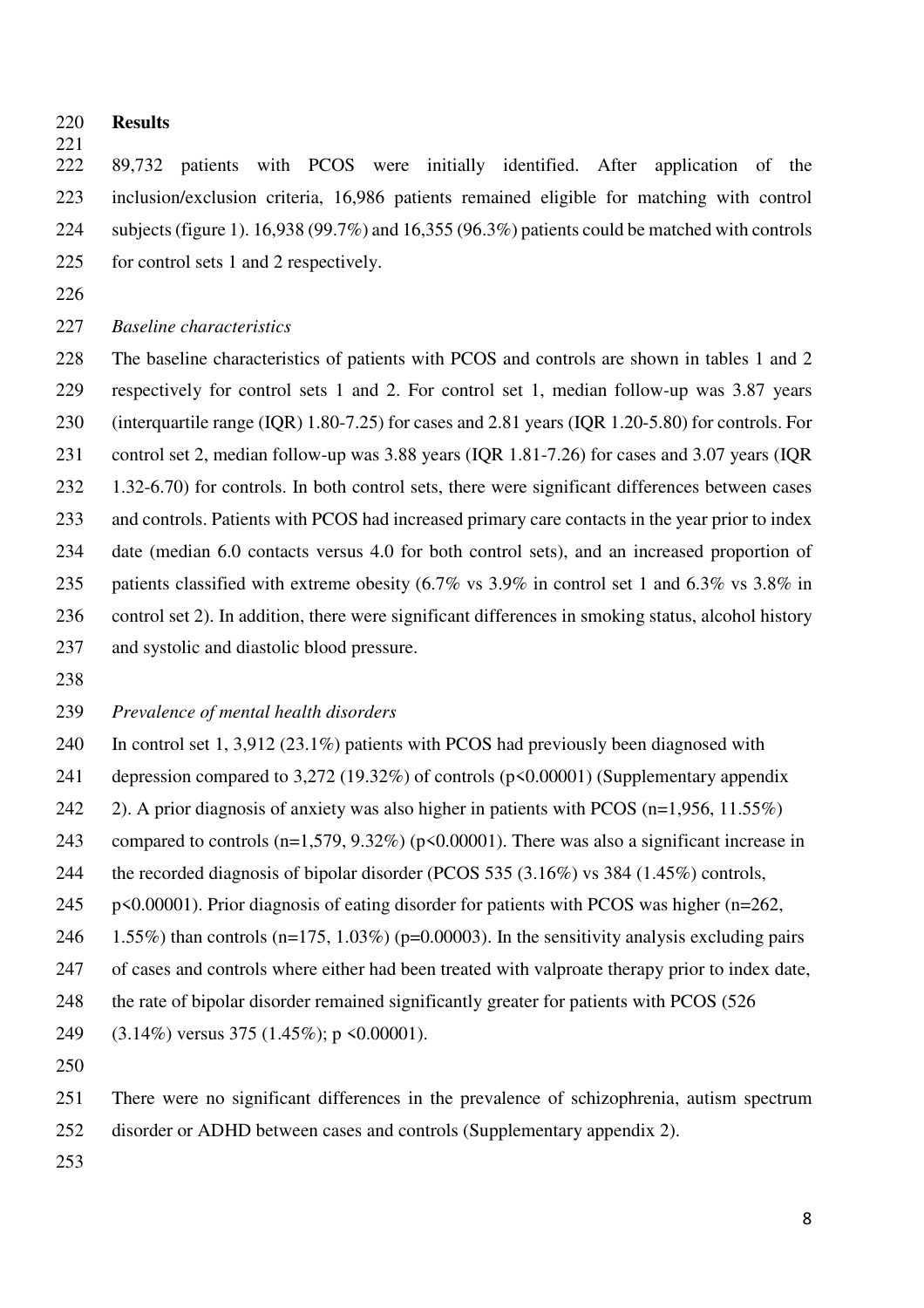## Results

89,732 patients with PCOS were initially identified. After application of the inclusion/exclusion criteria, 16,986 patients remained eligible for matching with control subjects (figure 1). 16,938 (99.7%) and 16,355 (96.3%) patients could be matched with controls for control sets 1 and 2 respectively.

### *Baseline characteristics*

The baseline characteristics of patients with PCOS and controls are shown in tables 1 and 2 respectively for control sets 1 and 2. For control set 1, median follow-up was 3.87 years (interquartile range (IQR) 1.80-7.25) for cases and 2.81 years (IQR 1.20-5.80) for controls. For control set 2, median follow-up was 3.88 years (IQR 1.81-7.26) for cases and 3.07 years (IQR 1.32-6.70) for controls. In both control sets, there were significant differences between cases and controls. Patients with PCOS had increased primary care contacts in the year prior to index date (median 6.0 contacts versus 4.0 for both control sets), and an increased proportion of patients classified with extreme obesity (6.7% vs 3.9% in control set 1 and 6.3% vs 3.8% in control set 2). In addition, there were significant differences in smoking status, alcohol history and systolic and diastolic blood pressure.

### *Prevalence of mental health disorders*

In control set 1, 3,912 (23.1%) patients with PCOS had previously been diagnosed with depression compared to 3,272 (19.32%) of controls ($p<0.00001$) (Supplementary appendix 2). A prior diagnosis of anxiety was also higher in patients with PCOS (n=1,956, 11.55%) compared to controls (n=1,579, 9.32%) ($p<0.00001$). There was also a significant increase in the recorded diagnosis of bipolar disorder (PCOS 535 (3.16%) vs 384 (1.45%) controls, $p<0.00001$). Prior diagnosis of eating disorder for patients with PCOS was higher (n=262, 1.55%) than controls (n=175, 1.03%) ($p=0.00003$). In the sensitivity analysis excluding pairs of cases and controls where either had been treated with valproate therapy prior to index date, the rate of bipolar disorder remained significantly greater for patients with PCOS (526 (3.14%) versus 375 (1.45%); $p<0.00001$).

There were no significant differences in the prevalence of schizophrenia, autism spectrum disorder or ADHD between cases and controls (Supplementary appendix 2).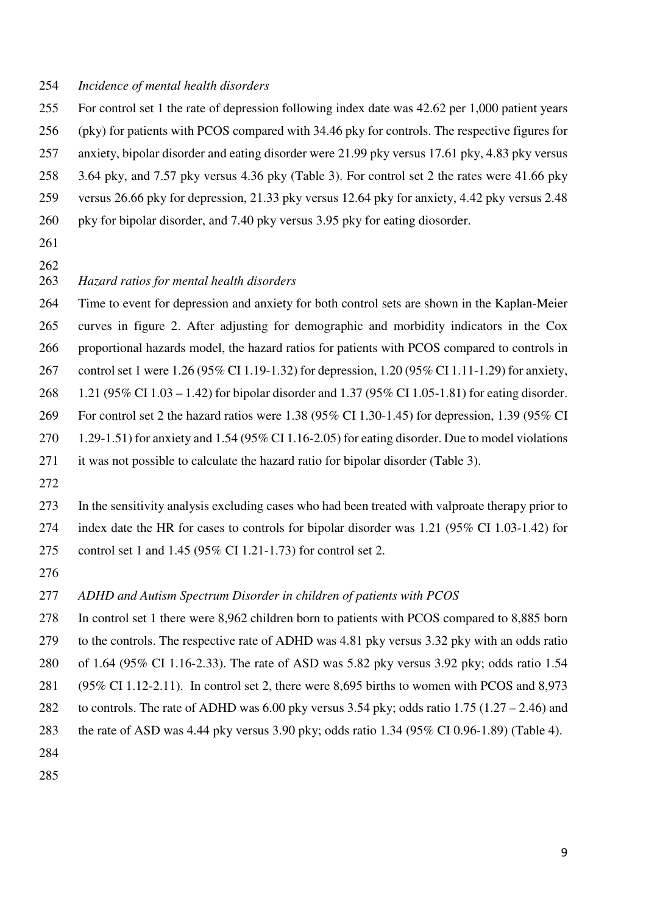*Incidence of mental health disorders*

For control set 1 the rate of depression following index date was 42.62 per 1,000 patient years (pky) for patients with PCOS compared with 34.46 pky for controls. The respective figures for anxiety, bipolar disorder and eating disorder were 21.99 pky versus 17.61 pky, 4.83 pky versus 3.64 pky, and 7.57 pky versus 4.36 pky (Table 3). For control set 2 the rates were 41.66 pky versus 26.66 pky for depression, 21.33 pky versus 12.64 pky for anxiety, 4.42 pky versus 2.48 pky for bipolar disorder, and 7.40 pky versus 3.95 pky for eating diosorder.

*Hazard ratios for mental health disorders*

Time to event for depression and anxiety for both control sets are shown in the Kaplan-Meier curves in figure 2. After adjusting for demographic and morbidity indicators in the Cox proportional hazards model, the hazard ratios for patients with PCOS compared to controls in control set 1 were 1.26 (95% CI 1.19-1.32) for depression, 1.20 (95% CI 1.11-1.29) for anxiety, 1.21 (95% CI 1.03 – 1.42) for bipolar disorder and 1.37 (95% CI 1.05-1.81) for eating disorder. For control set 2 the hazard ratios were 1.38 (95% CI 1.30-1.45) for depression, 1.39 (95% CI 1.29-1.51) for anxiety and 1.54 (95% CI 1.16-2.05) for eating disorder. Due to model violations it was not possible to calculate the hazard ratio for bipolar disorder (Table 3).

In the sensitivity analysis excluding cases who had been treated with valproate therapy prior to index date the HR for cases to controls for bipolar disorder was 1.21 (95% CI 1.03-1.42) for control set 1 and 1.45 (95% CI 1.21-1.73) for control set 2.

*ADHD and Autism Spectrum Disorder in children of patients with PCOS*

In control set 1 there were 8,962 children born to patients with PCOS compared to 8,885 born to the controls. The respective rate of ADHD was 4.81 pky versus 3.32 pky with an odds ratio of 1.64 (95% CI 1.16-2.33). The rate of ASD was 5.82 pky versus 3.92 pky; odds ratio 1.54 (95% CI 1.12-2.11). In control set 2, there were 8,695 births to women with PCOS and 8,973 to controls. The rate of ADHD was 6.00 pky versus 3.54 pky; odds ratio 1.75 (1.27 – 2.46) and the rate of ASD was 4.44 pky versus 3.90 pky; odds ratio 1.34 (95% CI 0.96-1.89) (Table 4).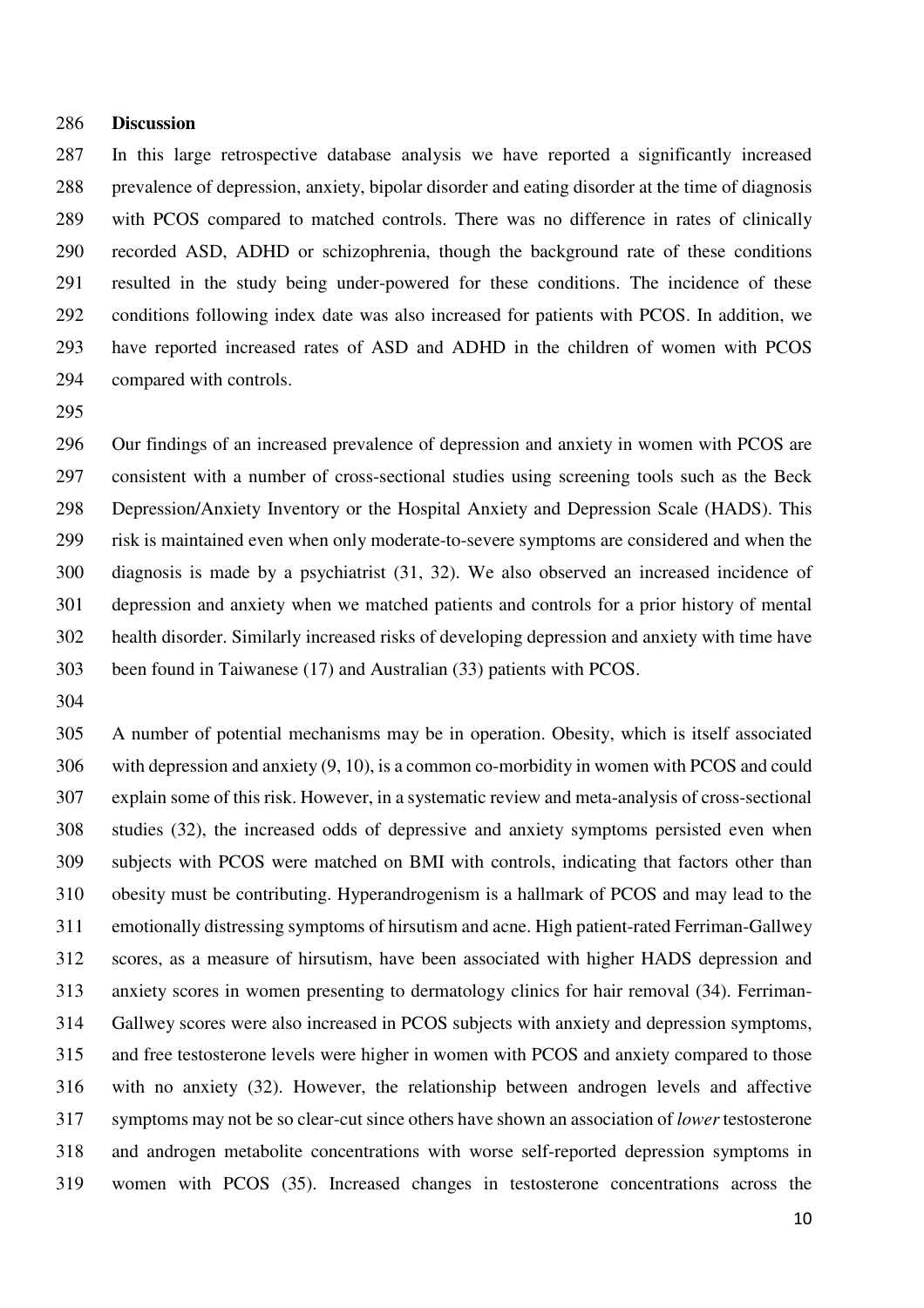## Discussion

In this large retrospective database analysis we have reported a significantly increased prevalence of depression, anxiety, bipolar disorder and eating disorder at the time of diagnosis with PCOS compared to matched controls. There was no difference in rates of clinically recorded ASD, ADHD or schizophrenia, though the background rate of these conditions resulted in the study being under-powered for these conditions. The incidence of these conditions following index date was also increased for patients with PCOS. In addition, we have reported increased rates of ASD and ADHD in the children of women with PCOS compared with controls.

Our findings of an increased prevalence of depression and anxiety in women with PCOS are consistent with a number of cross-sectional studies using screening tools such as the Beck Depression/Anxiety Inventory or the Hospital Anxiety and Depression Scale (HADS). This risk is maintained even when only moderate-to-severe symptoms are considered and when the diagnosis is made by a psychiatrist (31, 32). We also observed an increased incidence of depression and anxiety when we matched patients and controls for a prior history of mental health disorder. Similarly increased risks of developing depression and anxiety with time have been found in Taiwanese (17) and Australian (33) patients with PCOS.

A number of potential mechanisms may be in operation. Obesity, which is itself associated with depression and anxiety (9, 10), is a common co-morbidity in women with PCOS and could explain some of this risk. However, in a systematic review and meta-analysis of cross-sectional studies (32), the increased odds of depressive and anxiety symptoms persisted even when subjects with PCOS were matched on BMI with controls, indicating that factors other than obesity must be contributing. Hyperandrogenism is a hallmark of PCOS and may lead to the emotionally distressing symptoms of hirsutism and acne. High patient-rated Ferriman-Gallwey scores, as a measure of hirsutism, have been associated with higher HADS depression and anxiety scores in women presenting to dermatology clinics for hair removal (34). Ferriman-Gallwey scores were also increased in PCOS subjects with anxiety and depression symptoms, and free testosterone levels were higher in women with PCOS and anxiety compared to those with no anxiety (32). However, the relationship between androgen levels and affective symptoms may not be so clear-cut since others have shown an association of *lower* testosterone and androgen metabolite concentrations with worse self-reported depression symptoms in women with PCOS (35). Increased changes in testosterone concentrations across the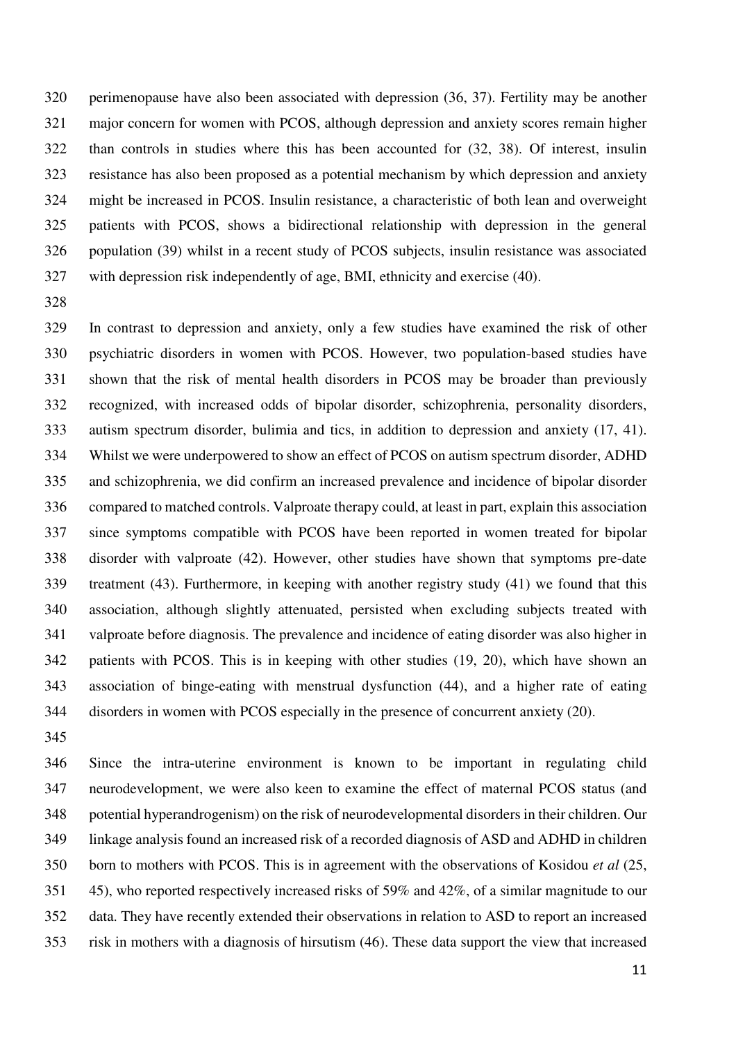perimenopause have also been associated with depression (36, 37). Fertility may be another major concern for women with PCOS, although depression and anxiety scores remain higher than controls in studies where this has been accounted for (32, 38). Of interest, insulin resistance has also been proposed as a potential mechanism by which depression and anxiety might be increased in PCOS. Insulin resistance, a characteristic of both lean and overweight patients with PCOS, shows a bidirectional relationship with depression in the general population (39) whilst in a recent study of PCOS subjects, insulin resistance was associated with depression risk independently of age, BMI, ethnicity and exercise (40).

In contrast to depression and anxiety, only a few studies have examined the risk of other psychiatric disorders in women with PCOS. However, two population-based studies have shown that the risk of mental health disorders in PCOS may be broader than previously recognized, with increased odds of bipolar disorder, schizophrenia, personality disorders, autism spectrum disorder, bulimia and tics, in addition to depression and anxiety (17, 41). Whilst we were underpowered to show an effect of PCOS on autism spectrum disorder, ADHD and schizophrenia, we did confirm an increased prevalence and incidence of bipolar disorder compared to matched controls. Valproate therapy could, at least in part, explain this association since symptoms compatible with PCOS have been reported in women treated for bipolar disorder with valproate (42). However, other studies have shown that symptoms pre-date treatment (43). Furthermore, in keeping with another registry study (41) we found that this association, although slightly attenuated, persisted when excluding subjects treated with valproate before diagnosis. The prevalence and incidence of eating disorder was also higher in patients with PCOS. This is in keeping with other studies (19, 20), which have shown an association of binge-eating with menstrual dysfunction (44), and a higher rate of eating disorders in women with PCOS especially in the presence of concurrent anxiety (20).

Since the intra-uterine environment is known to be important in regulating child neurodevelopment, we were also keen to examine the effect of maternal PCOS status (and potential hyperandrogenism) on the risk of neurodevelopmental disorders in their children. Our linkage analysis found an increased risk of a recorded diagnosis of ASD and ADHD in children born to mothers with PCOS. This is in agreement with the observations of Kosidou *et al* (25, 45), who reported respectively increased risks of 59% and 42%, of a similar magnitude to our data. They have recently extended their observations in relation to ASD to report an increased risk in mothers with a diagnosis of hirsutism (46). These data support the view that increased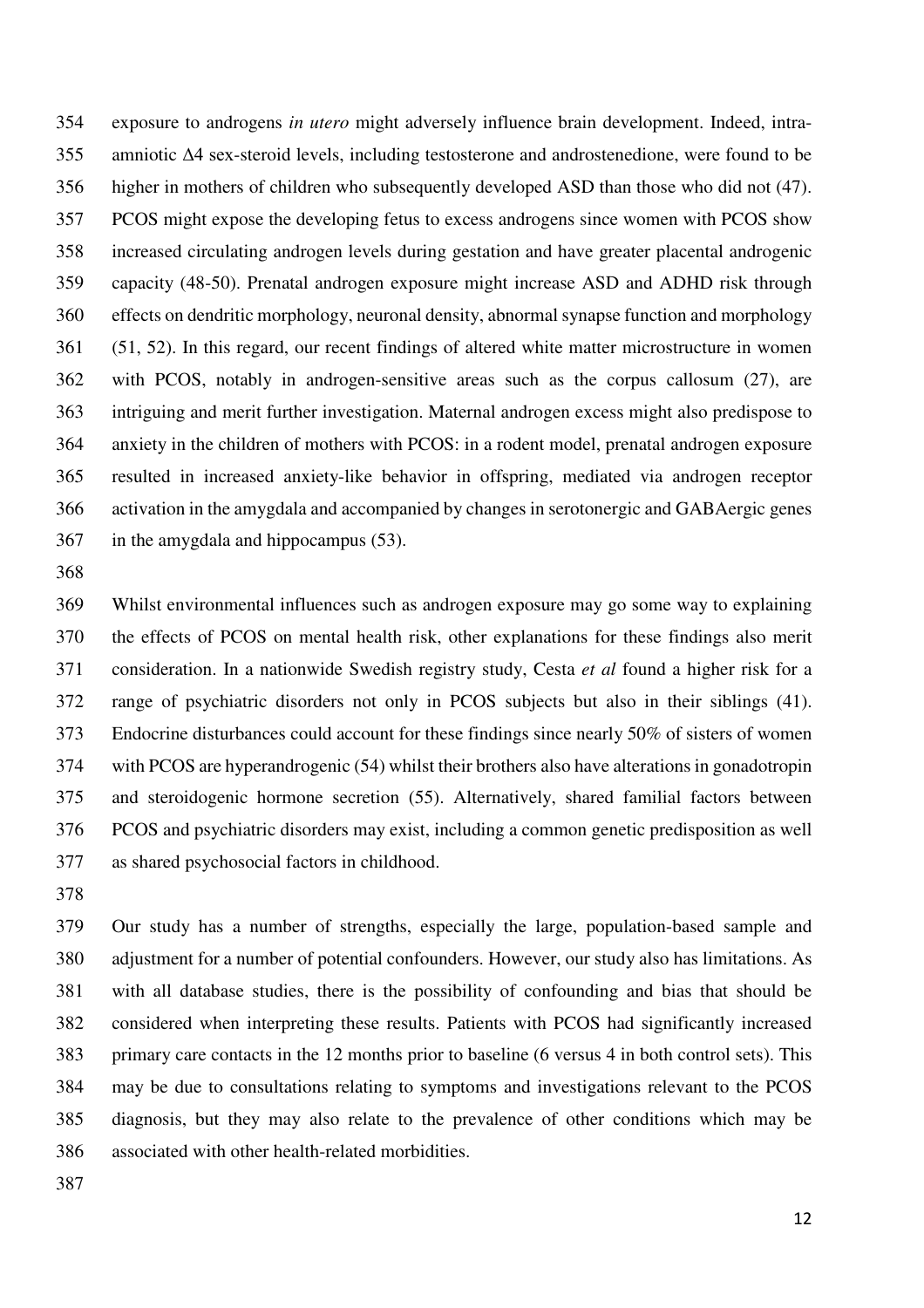exposure to androgens *in utero* might adversely influence brain development. Indeed, intra-amniotic Δ4 sex-steroid levels, including testosterone and androstenedione, were found to be higher in mothers of children who subsequently developed ASD than those who did not (47). PCOS might expose the developing fetus to excess androgens since women with PCOS show increased circulating androgen levels during gestation and have greater placental androgenic capacity (48-50). Prenatal androgen exposure might increase ASD and ADHD risk through effects on dendritic morphology, neuronal density, abnormal synapse function and morphology (51, 52). In this regard, our recent findings of altered white matter microstructure in women with PCOS, notably in androgen-sensitive areas such as the corpus callosum (27), are intriguing and merit further investigation. Maternal androgen excess might also predispose to anxiety in the children of mothers with PCOS: in a rodent model, prenatal androgen exposure resulted in increased anxiety-like behavior in offspring, mediated via androgen receptor activation in the amygdala and accompanied by changes in serotonergic and GABAergic genes in the amygdala and hippocampus (53).

Whilst environmental influences such as androgen exposure may go some way to explaining the effects of PCOS on mental health risk, other explanations for these findings also merit consideration. In a nationwide Swedish registry study, Cesta *et al* found a higher risk for a range of psychiatric disorders not only in PCOS subjects but also in their siblings (41). Endocrine disturbances could account for these findings since nearly 50% of sisters of women with PCOS are hyperandrogenic (54) whilst their brothers also have alterations in gonadotropin and steroidogenic hormone secretion (55). Alternatively, shared familial factors between PCOS and psychiatric disorders may exist, including a common genetic predisposition as well as shared psychosocial factors in childhood.

Our study has a number of strengths, especially the large, population-based sample and adjustment for a number of potential confounders. However, our study also has limitations. As with all database studies, there is the possibility of confounding and bias that should be considered when interpreting these results. Patients with PCOS had significantly increased primary care contacts in the 12 months prior to baseline (6 versus 4 in both control sets). This may be due to consultations relating to symptoms and investigations relevant to the PCOS diagnosis, but they may also relate to the prevalence of other conditions which may be associated with other health-related morbidities.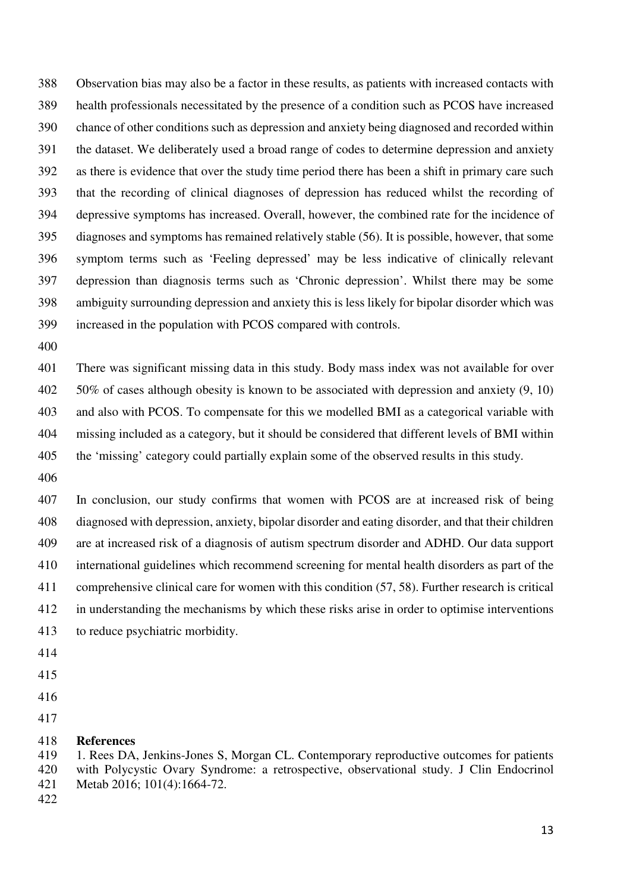Observation bias may also be a factor in these results, as patients with increased contacts with health professionals necessitated by the presence of a condition such as PCOS have increased chance of other conditions such as depression and anxiety being diagnosed and recorded within the dataset. We deliberately used a broad range of codes to determine depression and anxiety as there is evidence that over the study time period there has been a shift in primary care such that the recording of clinical diagnoses of depression has reduced whilst the recording of depressive symptoms has increased. Overall, however, the combined rate for the incidence of diagnoses and symptoms has remained relatively stable (56). It is possible, however, that some symptom terms such as 'Feeling depressed' may be less indicative of clinically relevant depression than diagnosis terms such as 'Chronic depression'. Whilst there may be some ambiguity surrounding depression and anxiety this is less likely for bipolar disorder which was increased in the population with PCOS compared with controls.

There was significant missing data in this study. Body mass index was not available for over 50% of cases although obesity is known to be associated with depression and anxiety (9, 10) and also with PCOS. To compensate for this we modelled BMI as a categorical variable with missing included as a category, but it should be considered that different levels of BMI within the 'missing' category could partially explain some of the observed results in this study.

In conclusion, our study confirms that women with PCOS are at increased risk of being diagnosed with depression, anxiety, bipolar disorder and eating disorder, and that their children are at increased risk of a diagnosis of autism spectrum disorder and ADHD. Our data support international guidelines which recommend screening for mental health disorders as part of the comprehensive clinical care for women with this condition (57, 58). Further research is critical in understanding the mechanisms by which these risks arise in order to optimise interventions to reduce psychiatric morbidity.

## References

1. Rees DA, Jenkins-Jones S, Morgan CL. Contemporary reproductive outcomes for patients with Polycystic Ovary Syndrome: a retrospective, observational study. J Clin Endocrinol Metab 2016; 101(4):1664-72.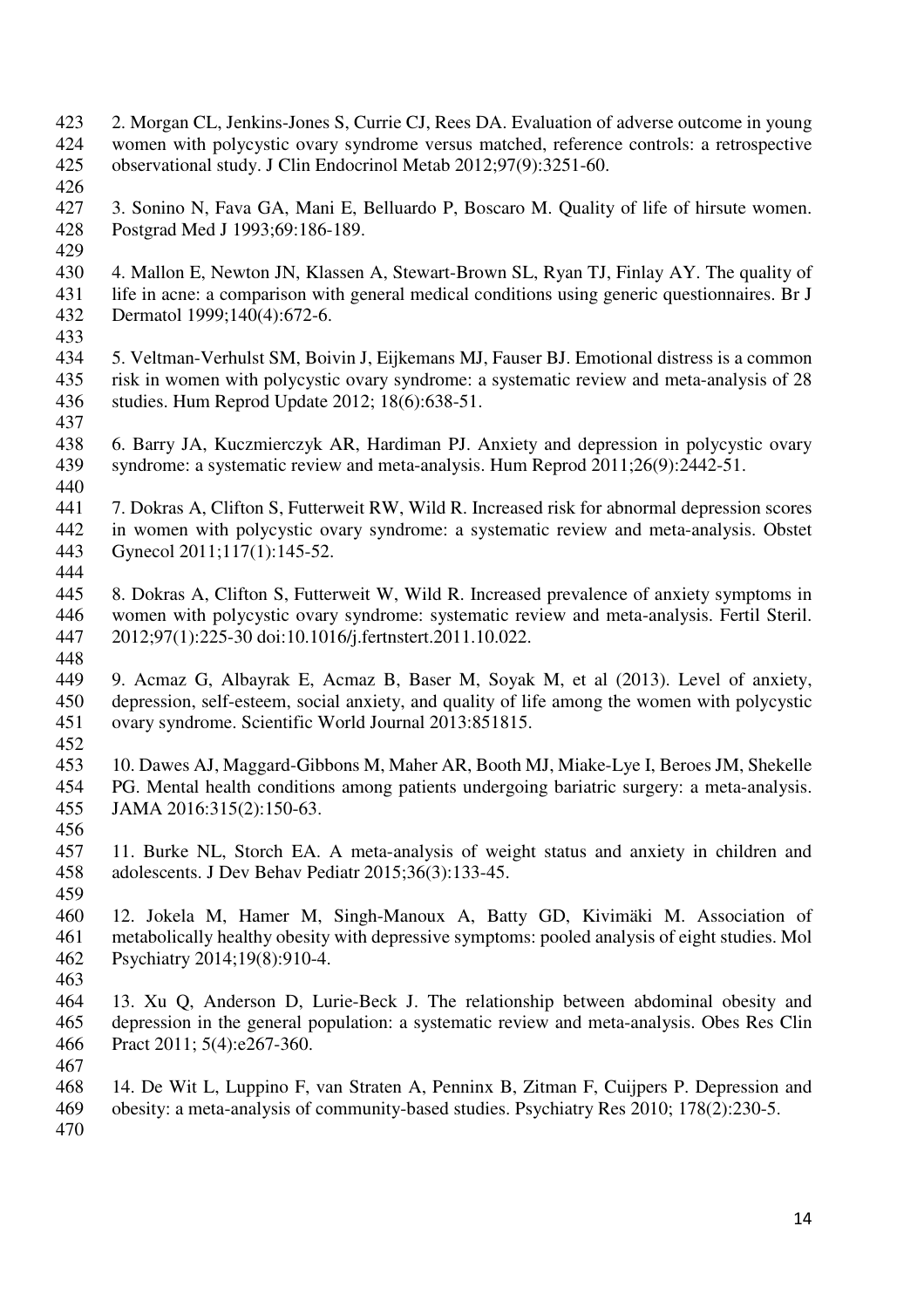2. Morgan CL, Jenkins-Jones S, Currie CJ, Rees DA. Evaluation of adverse outcome in young women with polycystic ovary syndrome versus matched, reference controls: a retrospective observational study. J Clin Endocrinol Metab 2012;97(9):3251-60.

3. Sonino N, Fava GA, Mani E, Belluardo P, Boscaro M. Quality of life of hirsute women. Postgrad Med J 1993;69:186-189.

4. Mallon E, Newton JN, Klassen A, Stewart-Brown SL, Ryan TJ, Finlay AY. The quality of life in acne: a comparison with general medical conditions using generic questionnaires. Br J Dermatol 1999;140(4):672-6.

5. Veltman-Verhulst SM, Boivin J, Eijkemans MJ, Fauser BJ. Emotional distress is a common risk in women with polycystic ovary syndrome: a systematic review and meta-analysis of 28 studies. Hum Reprod Update 2012; 18(6):638-51.

6. Barry JA, Kuczmierczyk AR, Hardiman PJ. Anxiety and depression in polycystic ovary syndrome: a systematic review and meta-analysis. Hum Reprod 2011;26(9):2442-51.

7. Dokras A, Clifton S, Futterweit RW, Wild R. Increased risk for abnormal depression scores in women with polycystic ovary syndrome: a systematic review and meta-analysis. Obstet Gynecol 2011;117(1):145-52.

8. Dokras A, Clifton S, Futterweit W, Wild R. Increased prevalence of anxiety symptoms in women with polycystic ovary syndrome: systematic review and meta-analysis. Fertil Steril. 2012;97(1):225-30 doi:10.1016/j.fertnstert.2011.10.022.

9. Acmaz G, Albayrak E, Acmaz B, Baser M, Soyak M, et al (2013). Level of anxiety, depression, self-esteem, social anxiety, and quality of life among the women with polycystic ovary syndrome. Scientific World Journal 2013:851815.

10. Dawes AJ, Maggard-Gibbons M, Maher AR, Booth MJ, Miake-Lye I, Beroes JM, Shekelle PG. Mental health conditions among patients undergoing bariatric surgery: a meta-analysis. JAMA 2016:315(2):150-63.

11. Burke NL, Storch EA. A meta-analysis of weight status and anxiety in children and adolescents. J Dev Behav Pediatr 2015;36(3):133-45.

12. Jokela M, Hamer M, Singh-Manoux A, Batty GD, Kivimäki M. Association of metabolically healthy obesity with depressive symptoms: pooled analysis of eight studies. Mol Psychiatry 2014;19(8):910-4.

13. Xu Q, Anderson D, Lurie-Beck J. The relationship between abdominal obesity and depression in the general population: a systematic review and meta-analysis. Obes Res Clin Pract 2011; 5(4):e267-360.

14. De Wit L, Luppino F, van Straten A, Penninx B, Zitman F, Cuijpers P. Depression and obesity: a meta-analysis of community-based studies. Psychiatry Res 2010; 178(2):230-5.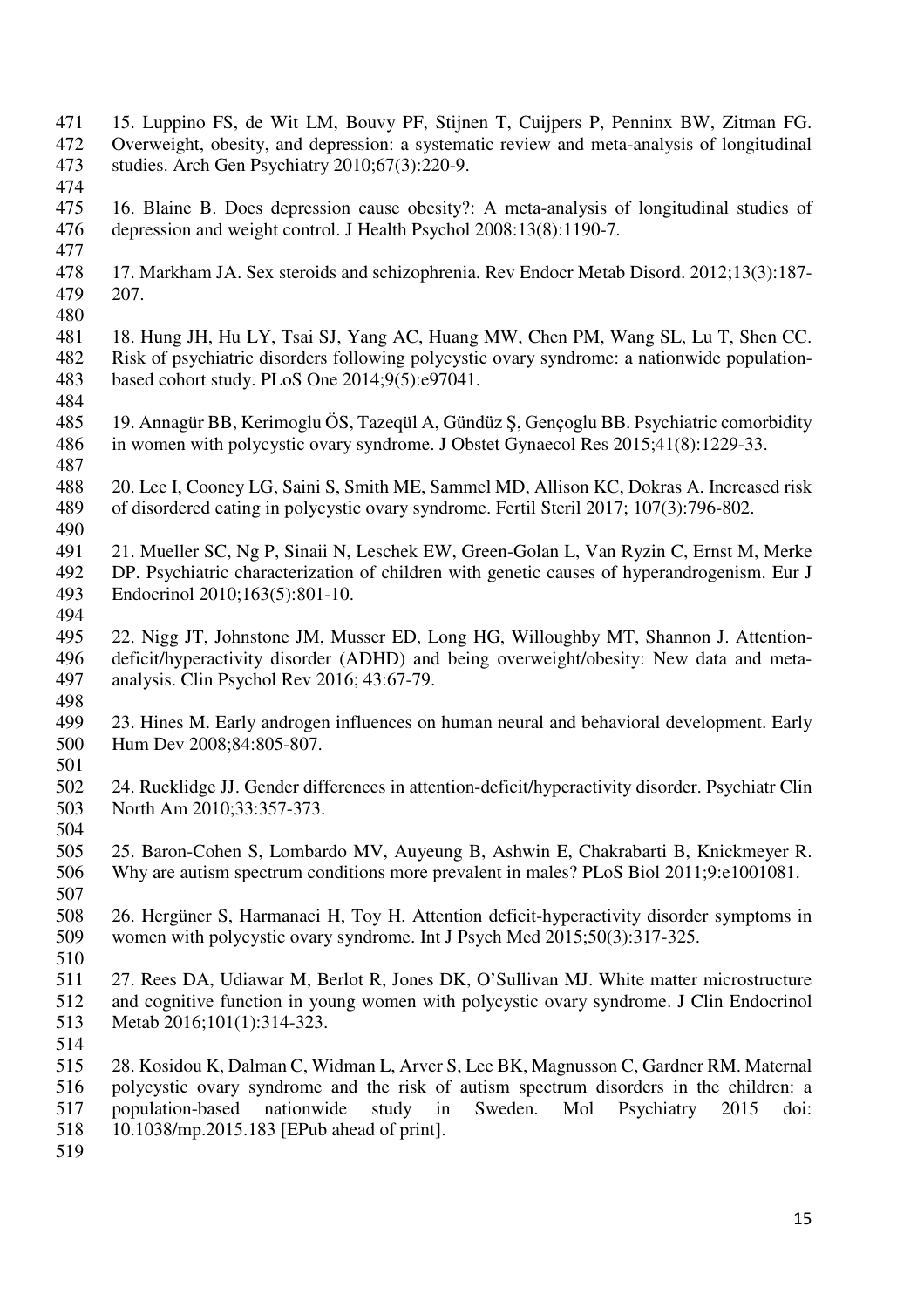15. Luppino FS, de Wit LM, Bouvy PF, Stijnen T, Cuijpers P, Penninx BW, Zitman FG. Overweight, obesity, and depression: a systematic review and meta-analysis of longitudinal studies. Arch Gen Psychiatry 2010;67(3):220-9.

16. Blaine B. Does depression cause obesity?: A meta-analysis of longitudinal studies of depression and weight control. J Health Psychol 2008:13(8):1190-7.

17. Markham JA. Sex steroids and schizophrenia. Rev Endocr Metab Disord. 2012;13(3):187-207.

18. Hung JH, Hu LY, Tsai SJ, Yang AC, Huang MW, Chen PM, Wang SL, Lu T, Shen CC. Risk of psychiatric disorders following polycystic ovary syndrome: a nationwide population-based cohort study. PLoS One 2014;9(5):e97041.

19. Annagür BB, Kerimoglu ÖS, Tazeqül A, Gündüz Ş, Gençoglu BB. Psychiatric comorbidity in women with polycystic ovary syndrome. J Obstet Gynaecol Res 2015;41(8):1229-33.

20. Lee I, Cooney LG, Saini S, Smith ME, Sammel MD, Allison KC, Dokras A. Increased risk of disordered eating in polycystic ovary syndrome. Fertil Steril 2017; 107(3):796-802.

21. Mueller SC, Ng P, Sinaii N, Leschek EW, Green-Golan L, Van Ryzin C, Ernst M, Merke DP. Psychiatric characterization of children with genetic causes of hyperandrogenism. Eur J Endocrinol 2010;163(5):801-10.

22. Nigg JT, Johnstone JM, Musser ED, Long HG, Willoughby MT, Shannon J. Attention-deficit/hyperactivity disorder (ADHD) and being overweight/obesity: New data and meta-analysis. Clin Psychol Rev 2016; 43:67-79.

23. Hines M. Early androgen influences on human neural and behavioral development. Early Hum Dev 2008;84:805-807.

24. Rucklidge JJ. Gender differences in attention-deficit/hyperactivity disorder. Psychiatr Clin North Am 2010;33:357-373.

25. Baron-Cohen S, Lombardo MV, Auyeung B, Ashwin E, Chakrabarti B, Knickmeyer R. Why are autism spectrum conditions more prevalent in males? PLoS Biol 2011;9:e1001081.

26. Hergüner S, Harmanaci H, Toy H. Attention deficit-hyperactivity disorder symptoms in women with polycystic ovary syndrome. Int J Psych Med 2015;50(3):317-325.

27. Rees DA, Udiawar M, Berlot R, Jones DK, O'Sullivan MJ. White matter microstructure and cognitive function in young women with polycystic ovary syndrome. J Clin Endocrinol Metab 2016;101(1):314-323.

28. Kosidou K, Dalman C, Widman L, Arver S, Lee BK, Magnusson C, Gardner RM. Maternal polycystic ovary syndrome and the risk of autism spectrum disorders in the children: a population-based nationwide study in Sweden. Mol Psychiatry 2015 doi: 10.1038/mp.2015.183 [EPub ahead of print].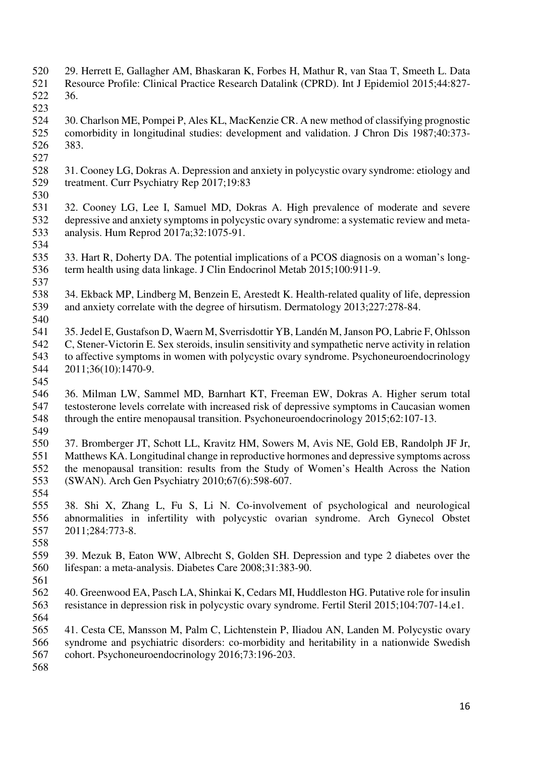29. Herrett E, Gallagher AM, Bhaskaran K, Forbes H, Mathur R, van Staa T, Smeeth L. Data Resource Profile: Clinical Practice Research Datalink (CPRD). Int J Epidemiol 2015;44:827-36.

30. Charlson ME, Pompei P, Ales KL, MacKenzie CR. A new method of classifying prognostic comorbidity in longitudinal studies: development and validation. J Chron Dis 1987;40:373-383.

31. Cooney LG, Dokras A. Depression and anxiety in polycystic ovary syndrome: etiology and treatment. Curr Psychiatry Rep 2017;19:83

32. Cooney LG, Lee I, Samuel MD, Dokras A. High prevalence of moderate and severe depressive and anxiety symptoms in polycystic ovary syndrome: a systematic review and meta-analysis. Hum Reprod 2017a;32:1075-91.

33. Hart R, Doherty DA. The potential implications of a PCOS diagnosis on a woman's long-term health using data linkage. J Clin Endocrinol Metab 2015;100:911-9.

34. Ekback MP, Lindberg M, Benzein E, Arestedt K. Health-related quality of life, depression and anxiety correlate with the degree of hirsutism. Dermatology 2013;227:278-84.

35. Jedel E, Gustafson D, Waern M, Sverrisdottir YB, Landén M, Janson PO, Labrie F, Ohlsson C, Stener-Victorin E. Sex steroids, insulin sensitivity and sympathetic nerve activity in relation to affective symptoms in women with polycystic ovary syndrome. Psychoneuroendocrinology 2011;36(10):1470-9.

36. Milman LW, Sammel MD, Barnhart KT, Freeman EW, Dokras A. Higher serum total testosterone levels correlate with increased risk of depressive symptoms in Caucasian women through the entire menopausal transition. Psychoneuroendocrinology 2015;62:107-13.

37. Bromberger JT, Schott LL, Kravitz HM, Sowers M, Avis NE, Gold EB, Randolph JF Jr, Matthews KA. Longitudinal change in reproductive hormones and depressive symptoms across the menopausal transition: results from the Study of Women's Health Across the Nation (SWAN). Arch Gen Psychiatry 2010;67(6):598-607.

38. Shi X, Zhang L, Fu S, Li N. Co-involvement of psychological and neurological abnormalities in infertility with polycystic ovarian syndrome. Arch Gynecol Obstet 2011;284:773-8.

39. Mezuk B, Eaton WW, Albrecht S, Golden SH. Depression and type 2 diabetes over the lifespan: a meta-analysis. Diabetes Care 2008;31:383-90.

40. Greenwood EA, Pasch LA, Shinkai K, Cedars MI, Huddleston HG. Putative role for insulin resistance in depression risk in polycystic ovary syndrome. Fertil Steril 2015;104:707-14.e1.

41. Cesta CE, Mansson M, Palm C, Lichtenstein P, Iliadou AN, Landen M. Polycystic ovary syndrome and psychiatric disorders: co-morbidity and heritability in a nationwide Swedish cohort. Psychoneuroendocrinology 2016;73:196-203.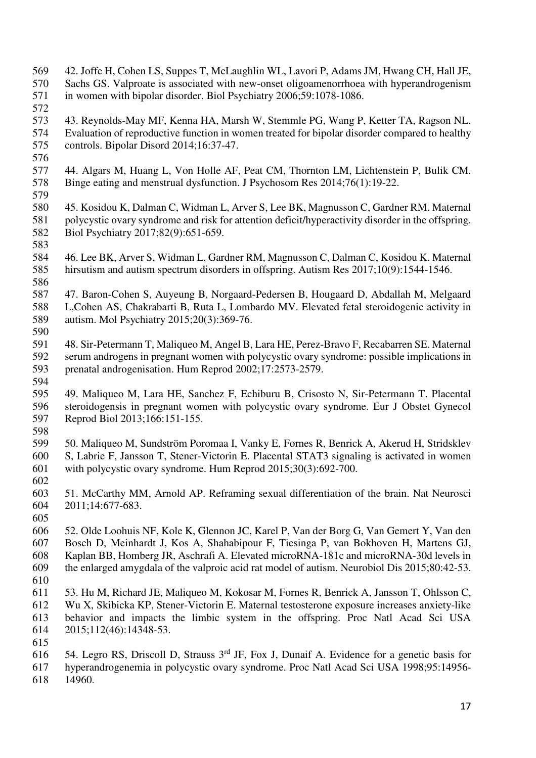42. Joffe H, Cohen LS, Suppes T, McLaughlin WL, Lavori P, Adams JM, Hwang CH, Hall JE, Sachs GS. Valproate is associated with new-onset oligoamenorrhoea with hyperandrogenism in women with bipolar disorder. Biol Psychiatry 2006;59:1078-1086.

43. Reynolds-May MF, Kenna HA, Marsh W, Stemmle PG, Wang P, Ketter TA, Ragson NL. Evaluation of reproductive function in women treated for bipolar disorder compared to healthy controls. Bipolar Disord 2014;16:37-47.

44. Algars M, Huang L, Von Holle AF, Peat CM, Thornton LM, Lichtenstein P, Bulik CM. Binge eating and menstrual dysfunction. J Psychosom Res 2014;76(1):19-22.

45. Kosidou K, Dalman C, Widman L, Arver S, Lee BK, Magnusson C, Gardner RM. Maternal polycystic ovary syndrome and risk for attention deficit/hyperactivity disorder in the offspring. Biol Psychiatry 2017;82(9):651-659.

46. Lee BK, Arver S, Widman L, Gardner RM, Magnusson C, Dalman C, Kosidou K. Maternal hirsutism and autism spectrum disorders in offspring. Autism Res 2017;10(9):1544-1546.

47. Baron-Cohen S, Auyeung B, Norgaard-Pedersen B, Hougaard D, Abdallah M, Melgaard L,Cohen AS, Chakrabarti B, Ruta L, Lombardo MV. Elevated fetal steroidogenic activity in autism. Mol Psychiatry 2015;20(3):369-76.

48. Sir-Petermann T, Maliqueo M, Angel B, Lara HE, Perez-Bravo F, Recabarren SE. Maternal serum androgens in pregnant women with polycystic ovary syndrome: possible implications in prenatal androgenisation. Hum Reprod 2002;17:2573-2579.

49. Maliqueo M, Lara HE, Sanchez F, Echiburu B, Crisosto N, Sir-Petermann T. Placental steroidogensis in pregnant women with polycystic ovary syndrome. Eur J Obstet Gynecol Reprod Biol 2013;166:151-155.

50. Maliqueo M, Sundström Poromaa I, Vanky E, Fornes R, Benrick A, Akerud H, Stridsklev S, Labrie F, Jansson T, Stener-Victorin E. Placental STAT3 signaling is activated in women with polycystic ovary syndrome. Hum Reprod 2015;30(3):692-700.

51. McCarthy MM, Arnold AP. Reframing sexual differentiation of the brain. Nat Neurosci 2011;14:677-683.

52. Olde Loohuis NF, Kole K, Glennon JC, Karel P, Van der Borg G, Van Gemert Y, Van den Bosch D, Meinhardt J, Kos A, Shahabipour F, Tiesinga P, van Bokhoven H, Martens GJ, Kaplan BB, Homberg JR, Aschrafi A. Elevated microRNA-181c and microRNA-30d levels in the enlarged amygdala of the valproic acid rat model of autism. Neurobiol Dis 2015;80:42-53.

53. Hu M, Richard JE, Maliqueo M, Kokosar M, Fornes R, Benrick A, Jansson T, Ohlsson C, Wu X, Skibicka KP, Stener-Victorin E. Maternal testosterone exposure increases anxiety-like behavior and impacts the limbic system in the offspring. Proc Natl Acad Sci USA 2015;112(46):14348-53.

54. Legro RS, Driscoll D, Strauss 3rd JF, Fox J, Dunaif A. Evidence for a genetic basis for hyperandrogenemia in polycystic ovary syndrome. Proc Natl Acad Sci USA 1998;95:14956-14960.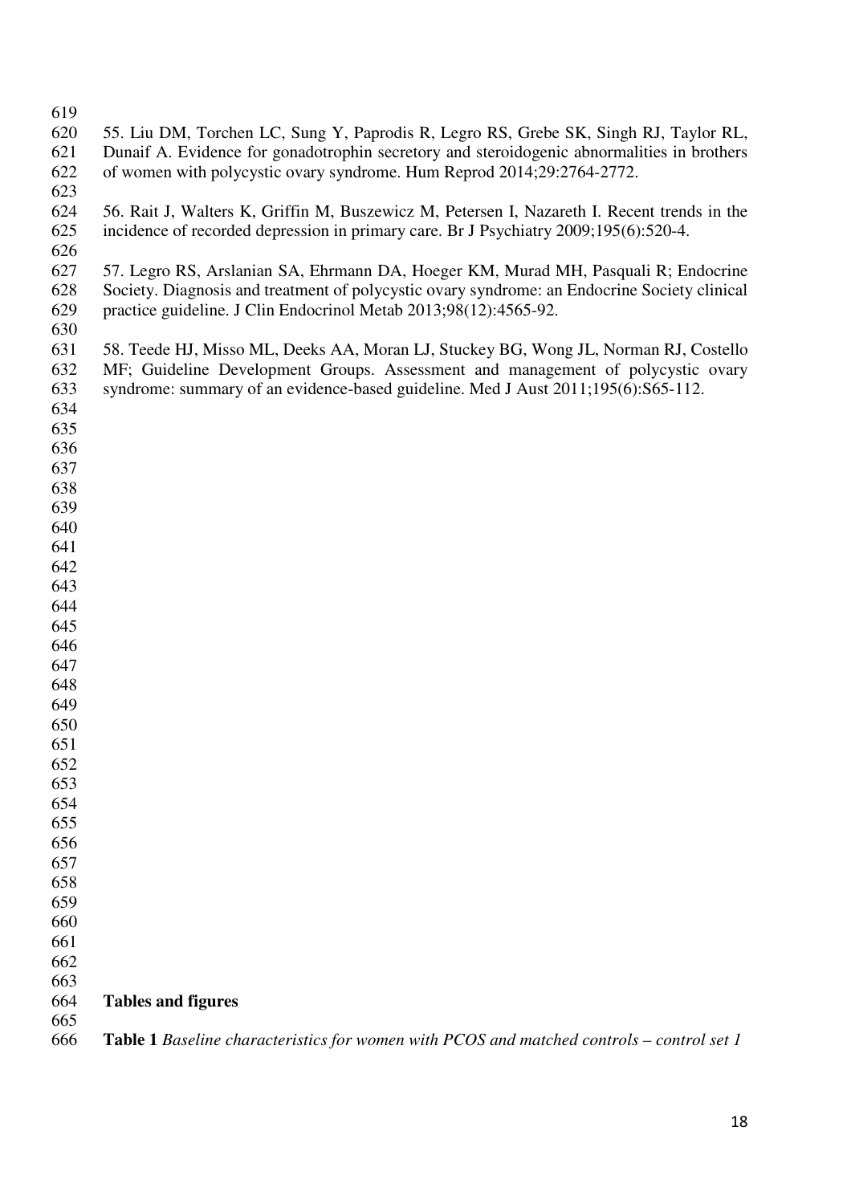55. Liu DM, Torchen LC, Sung Y, Paprodis R, Legro RS, Grebe SK, Singh RJ, Taylor RL, Dunaif A. Evidence for gonadotrophin secretory and steroidogenic abnormalities in brothers of women with polycystic ovary syndrome. Hum Reprod 2014;29:2764-2772.

56. Rait J, Walters K, Griffin M, Buszewicz M, Petersen I, Nazareth I. Recent trends in the incidence of recorded depression in primary care. Br J Psychiatry 2009;195(6):520-4.

57. Legro RS, Arslanian SA, Ehrmann DA, Hoeger KM, Murad MH, Pasquali R; Endocrine Society. Diagnosis and treatment of polycystic ovary syndrome: an Endocrine Society clinical practice guideline. J Clin Endocrinol Metab 2013;98(12):4565-92.

58. Teede HJ, Misso ML, Deeks AA, Moran LJ, Stuckey BG, Wong JL, Norman RJ, Costello MF; Guideline Development Groups. Assessment and management of polycystic ovary syndrome: summary of an evidence-based guideline. Med J Aust 2011;195(6):S65-112.

## Tables and figures

**Table 1** *Baseline characteristics for women with PCOS and matched controls – control set 1*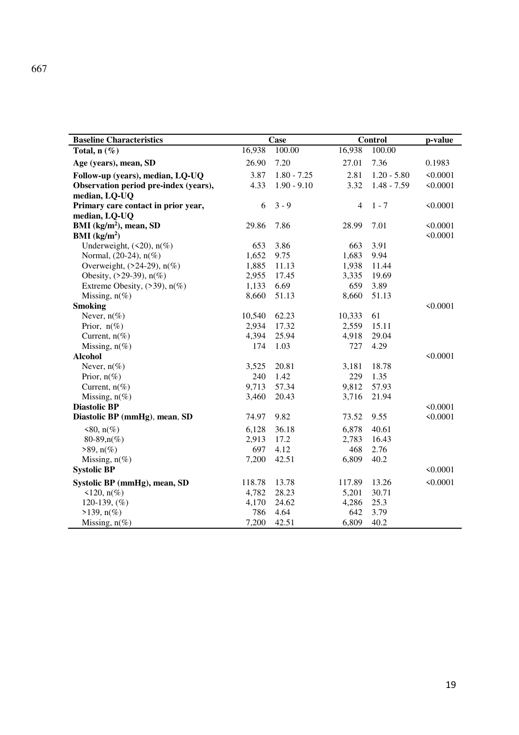667

| Baseline Characteristics | Case | | Control | | p-value |
|---|---|---|---|---|---|
| **Total, n (%)** | 16,938 | 100.00 | 16,938 | 100.00 | |
| **Age (years), mean, SD** | 26.90 | 7.20 | 27.01 | 7.36 | 0.1983 |
| **Follow-up (years), median, LQ-UQ** | 3.87 | 1.80 - 7.25 | 2.81 | 1.20 - 5.80 | <0.0001 |
| **Observation period pre-index (years), median, LQ-UQ** | 4.33 | 1.90 - 9.10 | 3.32 | 1.48 - 7.59 | <0.0001 |
| **Primary care contact in prior year, median, LQ-UQ** | 6 | 3 - 9 | 4 | 1 - 7 | <0.0001 |
| **BMI ($kg/m^2$), mean, SD** | 29.86 | 7.86 | 28.99 | 7.01 | <0.0001 |
| **BMI ($kg/m^2$)** | | | | | <0.0001 |
| Underweight, (<20), n(%) | 653 | 3.86 | 663 | 3.91 | |
| Normal, (20-24), n(%) | 1,652 | 9.75 | 1,683 | 9.94 | |
| Overweight, (>24-29), n(%) | 1,885 | 11.13 | 1,938 | 11.44 | |
| Obesity, (>29-39), n(%) | 2,955 | 17.45 | 3,335 | 19.69 | |
| Extreme Obesity, (>39), n(%) | 1,133 | 6.69 | 659 | 3.89 | |
| Missing, n(%) | 8,660 | 51.13 | 8,660 | 51.13 | |
| **Smoking** | | | | | <0.0001 |
| Never, n(%) | 10,540 | 62.23 | 10,333 | 61 | |
| Prior, n(%) | 2,934 | 17.32 | 2,559 | 15.11 | |
| Current, n(%) | 4,394 | 25.94 | 4,918 | 29.04 | |
| Missing, n(%) | 174 | 1.03 | 727 | 4.29 | |
| **Alcohol** | | | | | <0.0001 |
| Never, n(%) | 3,525 | 20.81 | 3,181 | 18.78 | |
| Prior, n(%) | 240 | 1.42 | 229 | 1.35 | |
| Current, n(%) | 9,713 | 57.34 | 9,812 | 57.93 | |
| Missing, n(%) | 3,460 | 20.43 | 3,716 | 21.94 | |
| **Diastolic BP** | | | | | <0.0001 |
| **Diastolic BP (mmHg), mean, SD** | 74.97 | 9.82 | 73.52 | 9.55 | <0.0001 |
| <80, n(%) | 6,128 | 36.18 | 6,878 | 40.61 | |
| 80-89,n(%) | 2,913 | 17.2 | 2,783 | 16.43 | |
| >89, n(%) | 697 | 4.12 | 468 | 2.76 | |
| Missing, n(%) | 7,200 | 42.51 | 6,809 | 40.2 | |
| **Systolic BP** | | | | | <0.0001 |
| **Systolic BP (mmHg), mean, SD** | 118.78 | 13.78 | 117.89 | 13.26 | <0.0001 |
| <120, n(%) | 4,782 | 28.23 | 5,201 | 30.71 | |
| 120-139, (%) | 4,170 | 24.62 | 4,286 | 25.3 | |
| >139, n(%) | 786 | 4.64 | 642 | 3.79 | |
| Missing, n(%) | 7,200 | 42.51 | 6,809 | 40.2 | |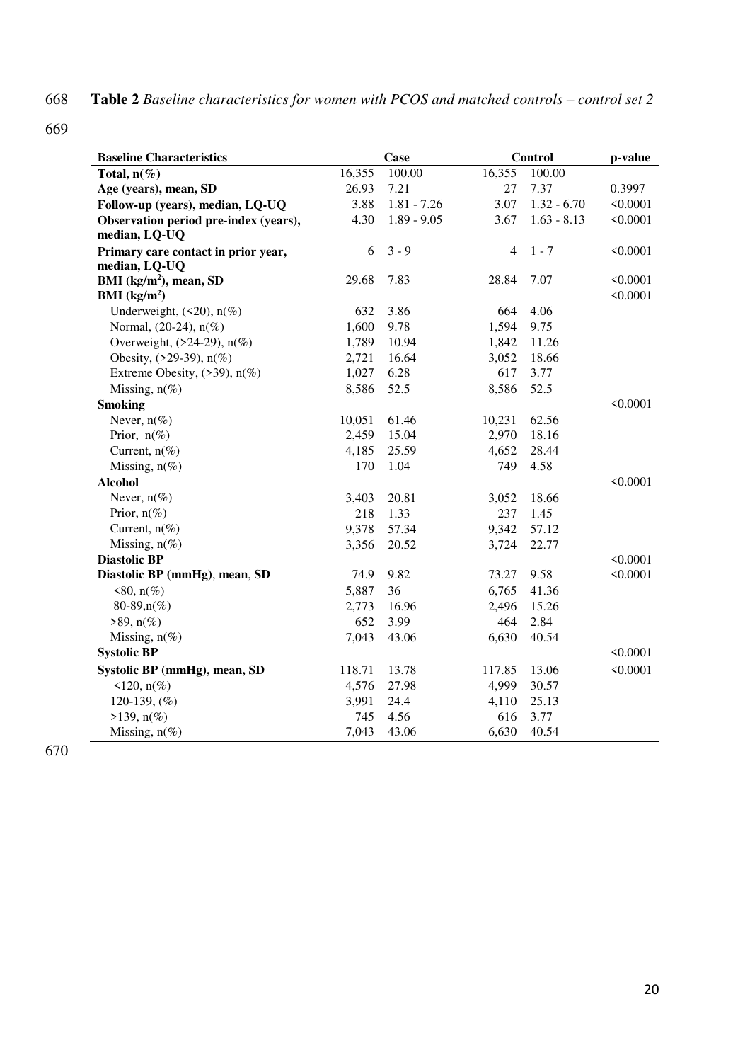**Table 2** *Baseline characteristics for women with PCOS and matched controls – control set 2*

| Baseline Characteristics | Case | | Control | | p-value |
|---|---|---|---|---|---|
| **Total, n(%)** | 16,355 | 100.00 | 16,355 | 100.00 | |
| **Age (years), mean, SD** | 26.93 | 7.21 | 27 | 7.37 | 0.3997 |
| **Follow-up (years), median, LQ-UQ** | 3.88 | 1.81 - 7.26 | 3.07 | 1.32 - 6.70 | <0.0001 |
| **Observation period pre-index (years), median, LQ-UQ** | 4.30 | 1.89 - 9.05 | 3.67 | 1.63 - 8.13 | <0.0001 |
| **Primary care contact in prior year, median, LQ-UQ** | 6 | 3 - 9 | 4 | 1 - 7 | <0.0001 |
| **BMI (kg/m$^2$), mean, SD** | 29.68 | 7.83 | 28.84 | 7.07 | <0.0001 |
| **BMI (kg/m$^2$)** | | | | | <0.0001 |
| Underweight, (<20), n(%) | 632 | 3.86 | 664 | 4.06 | |
| Normal, (20-24), n(%) | 1,600 | 9.78 | 1,594 | 9.75 | |
| Overweight, (>24-29), n(%) | 1,789 | 10.94 | 1,842 | 11.26 | |
| Obesity, (>29-39), n(%) | 2,721 | 16.64 | 3,052 | 18.66 | |
| Extreme Obesity, (>39), n(%) | 1,027 | 6.28 | 617 | 3.77 | |
| Missing, n(%) | 8,586 | 52.5 | 8,586 | 52.5 | |
| **Smoking** | | | | | <0.0001 |
| Never, n(%) | 10,051 | 61.46 | 10,231 | 62.56 | |
| Prior, n(%) | 2,459 | 15.04 | 2,970 | 18.16 | |
| Current, n(%) | 4,185 | 25.59 | 4,652 | 28.44 | |
| Missing, n(%) | 170 | 1.04 | 749 | 4.58 | |
| **Alcohol** | | | | | <0.0001 |
| Never, n(%) | 3,403 | 20.81 | 3,052 | 18.66 | |
| Prior, n(%) | 218 | 1.33 | 237 | 1.45 | |
| Current, n(%) | 9,378 | 57.34 | 9,342 | 57.12 | |
| Missing, n(%) | 3,356 | 20.52 | 3,724 | 22.77 | |
| **Diastolic BP** | | | | | <0.0001 |
| **Diastolic BP (mmHg), mean, SD** | 74.9 | 9.82 | 73.27 | 9.58 | <0.0001 |
| <80, n(%) | 5,887 | 36 | 6,765 | 41.36 | |
| 80-89,n(%) | 2,773 | 16.96 | 2,496 | 15.26 | |
| >89, n(%) | 652 | 3.99 | 464 | 2.84 | |
| Missing, n(%) | 7,043 | 43.06 | 6,630 | 40.54 | |
| **Systolic BP** | | | | | <0.0001 |
| **Systolic BP (mmHg), mean, SD** | 118.71 | 13.78 | 117.85 | 13.06 | <0.0001 |
| <120, n(%) | 4,576 | 27.98 | 4,999 | 30.57 | |
| 120-139, (%) | 3,991 | 24.4 | 4,110 | 25.13 | |
| >139, n(%) | 745 | 4.56 | 616 | 3.77 | |
| Missing, n(%) | 7,043 | 43.06 | 6,630 | 40.54 | |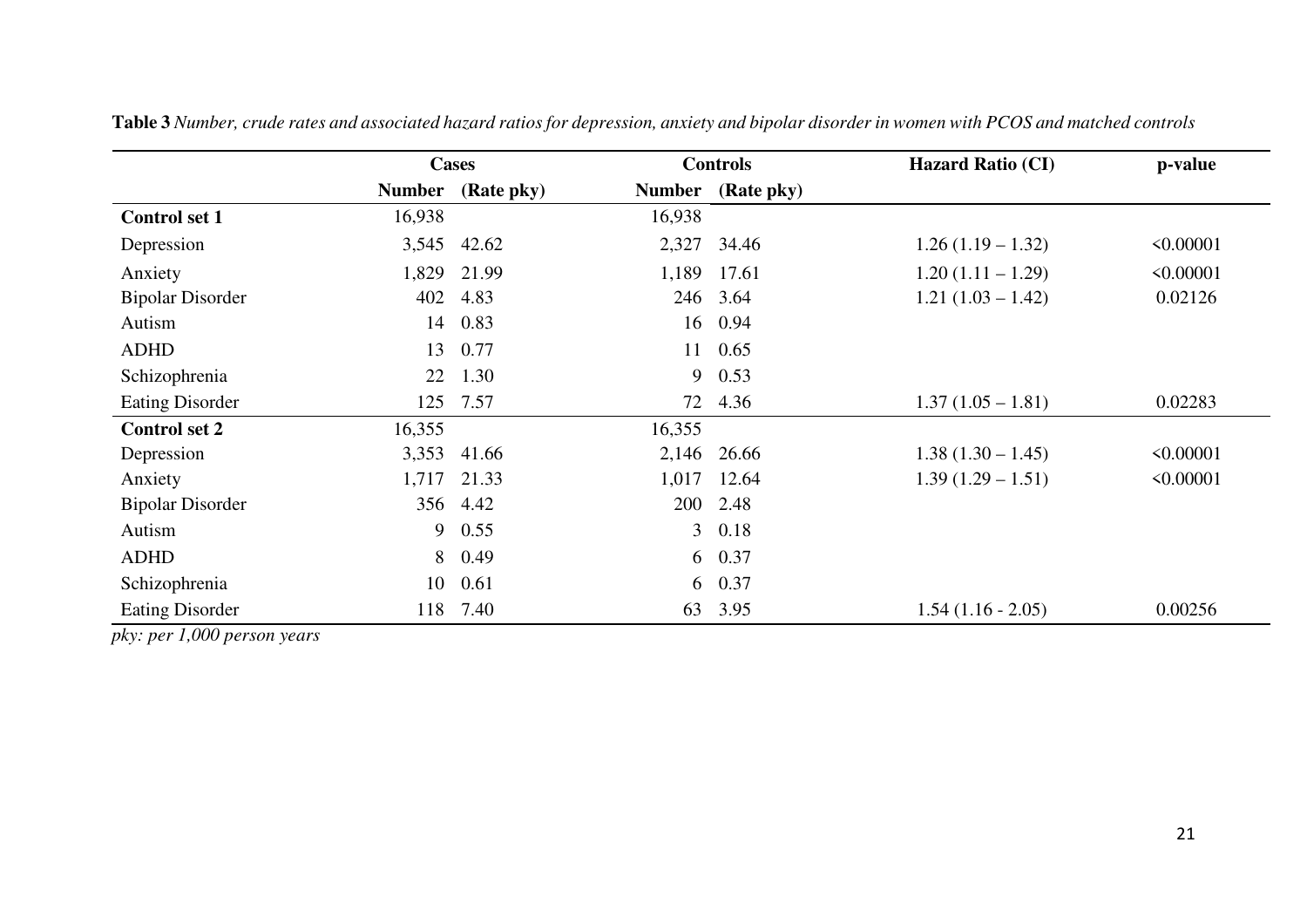**Table 3** *Number, crude rates and associated hazard ratios for depression, anxiety and bipolar disorder in women with PCOS and matched controls*

| | Cases | | Controls | | Hazard Ratio (CI) | p-value |
|---|---|---|---|---|---|---|
| | **Number** | **(Rate pky)** | **Number** | **(Rate pky)** | | |
| **Control set 1** | 16,938 | | 16,938 | | | |
| Depression | 3,545 | 42.62 | 2,327 | 34.46 | 1.26 (1.19 – 1.32) | <0.00001 |
| Anxiety | 1,829 | 21.99 | 1,189 | 17.61 | 1.20 (1.11 – 1.29) | <0.00001 |
| Bipolar Disorder | 402 | 4.83 | 246 | 3.64 | 1.21 (1.03 – 1.42) | 0.02126 |
| Autism | 14 | 0.83 | 16 | 0.94 | | |
| ADHD | 13 | 0.77 | 11 | 0.65 | | |
| Schizophrenia | 22 | 1.30 | 9 | 0.53 | | |
| Eating Disorder | 125 | 7.57 | 72 | 4.36 | 1.37 (1.05 – 1.81) | 0.02283 |
| **Control set 2** | 16,355 | | 16,355 | | | |
| Depression | 3,353 | 41.66 | 2,146 | 26.66 | 1.38 (1.30 – 1.45) | <0.00001 |
| Anxiety | 1,717 | 21.33 | 1,017 | 12.64 | 1.39 (1.29 – 1.51) | <0.00001 |
| Bipolar Disorder | 356 | 4.42 | 200 | 2.48 | | |
| Autism | 9 | 0.55 | 3 | 0.18 | | |
| ADHD | 8 | 0.49 | 6 | 0.37 | | |
| Schizophrenia | 10 | 0.61 | 6 | 0.37 | | |
| Eating Disorder | 118 | 7.40 | 63 | 3.95 | 1.54 (1.16 - 2.05) | 0.00256 |

*pky: per 1,000 person years*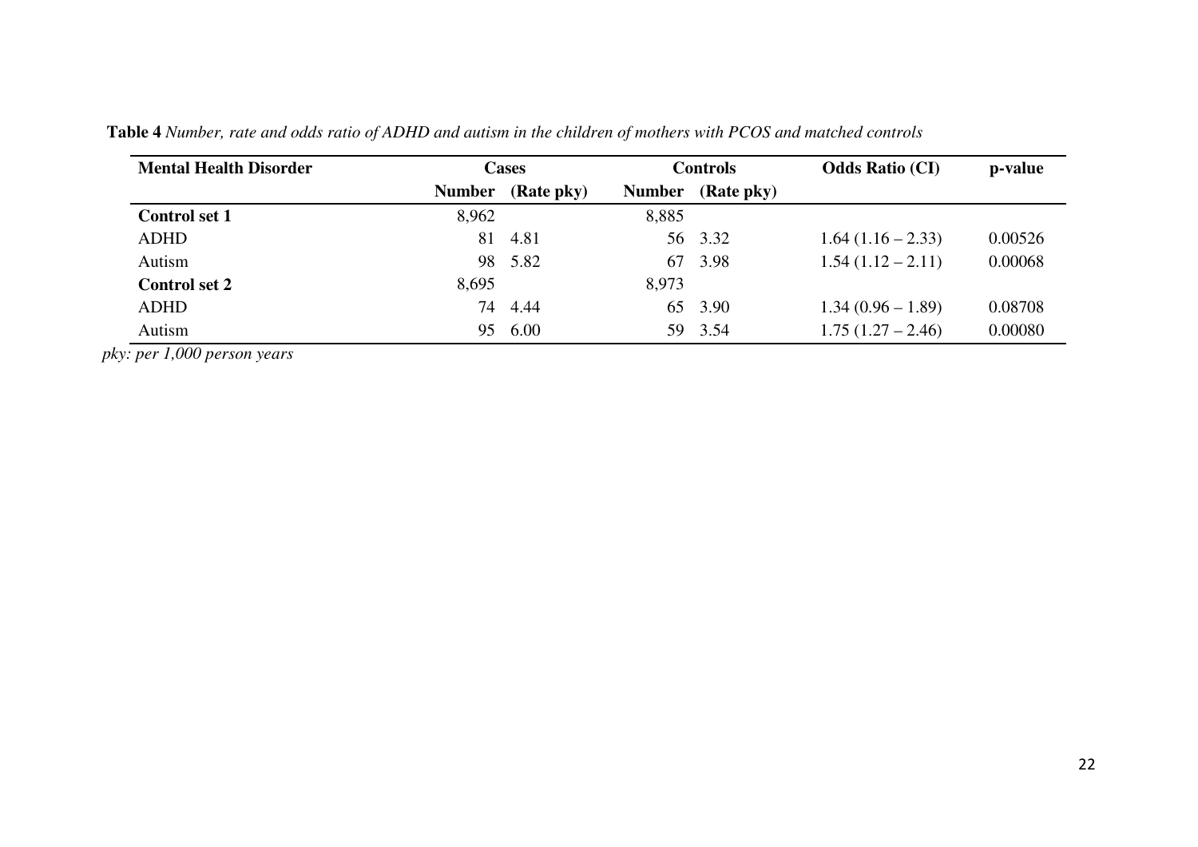**Table 4** *Number, rate and odds ratio of ADHD and autism in the children of mothers with PCOS and matched controls*

| Mental Health Disorder | Cases | | Controls | | Odds Ratio (CI) | p-value |
|---|---|---|---|---|---|---|
| | Number | (Rate pky) | Number | (Rate pky) | | |
| **Control set 1** | 8,962 | | 8,885 | | | |
| ADHD | 81 | 4.81 | 56 | 3.32 | 1.64 (1.16 – 2.33) | 0.00526 |
| Autism | 98 | 5.82 | 67 | 3.98 | 1.54 (1.12 – 2.11) | 0.00068 |
| **Control set 2** | 8,695 | | 8,973 | | | |
| ADHD | 74 | 4.44 | 65 | 3.90 | 1.34 (0.96 – 1.89) | 0.08708 |
| Autism | 95 | 6.00 | 59 | 3.54 | 1.75 (1.27 – 2.46) | 0.00080 |

*pky: per 1,000 person years*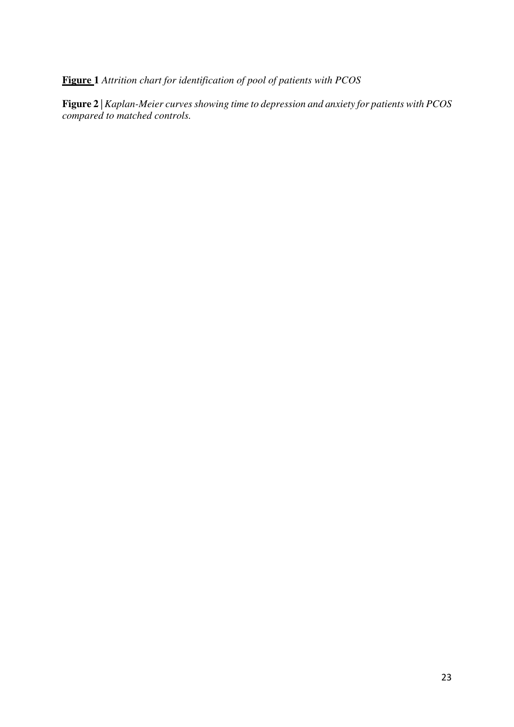**Figure 1** *Attrition chart for identification of pool of patients with PCOS*

**Figure 2 |** *Kaplan-Meier curves showing time to depression and anxiety for patients with PCOS compared to matched controls.*